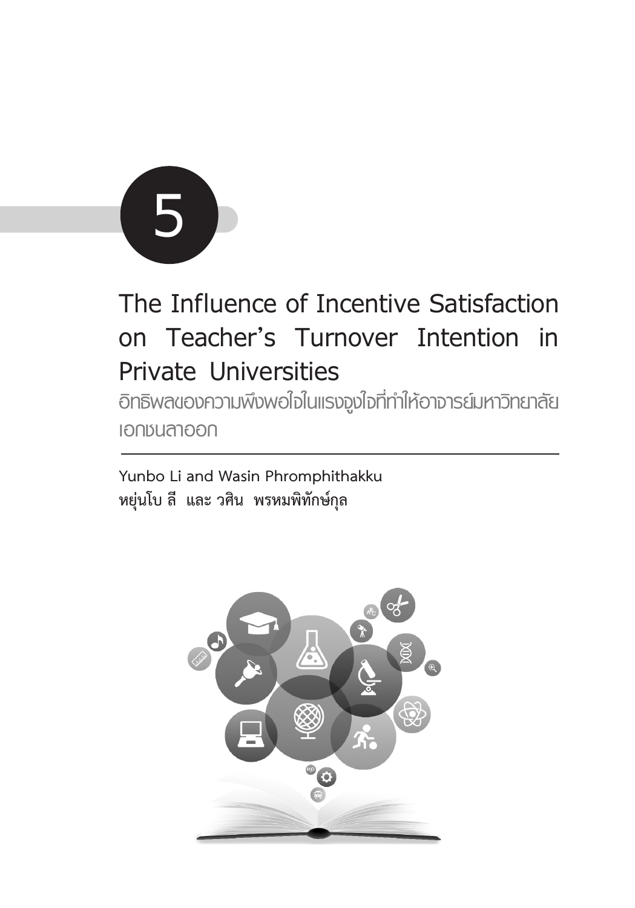# 5

# The Influence of Incentive Satisfaction on Teacher's Turnover Intention in Private Universities

## อิทธิพลของความพึงพอใจในแรงจูงใจที่ทำให้อาจารย์มหาวิทยาลัยเอกชนลาออก

**Yunbo Li and Wasin Phromphithakku**

**หยุ่นโบ ลี และ วศิน พรหมพิทักษ์กุล**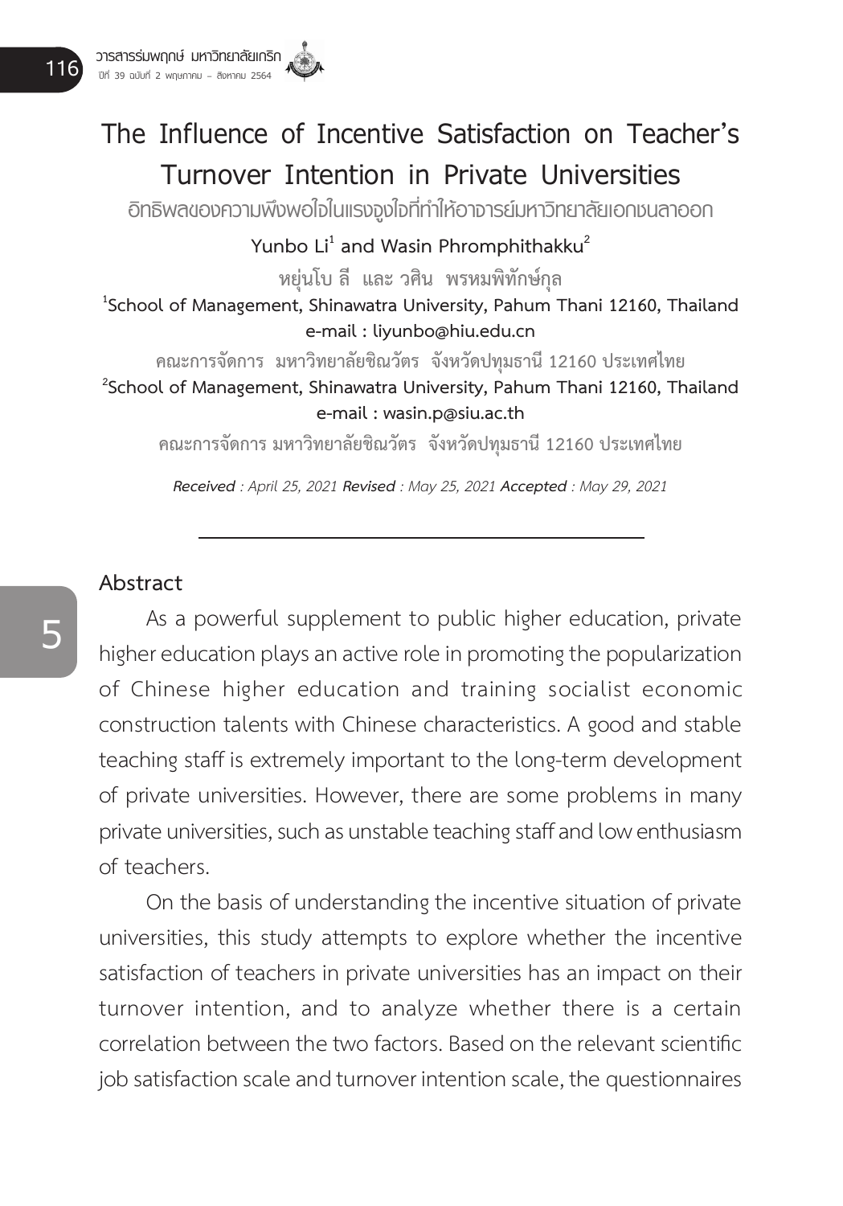# The Influence of Incentive Satisfaction on Teacher's Turnover Intention in Private Universities

อิทธิพลของความพึงพอใจในแรงจูงใจที่ทำให้อาจารย์มหาวิทยาลัยเอกชนลาออก

**Yunbo Li[1] and Wasin Phromphithakku[2]**

**หยุ่นโบ ลี และ วศิน พรหมพิทักษ์กุล**

**[1]School of Management, Shinawatra University, Pahum Thani 12160, Thailand**
**e-mail : liyunbo@hiu.edu.cn**

**คณะการจัดการ มหาวิทยาลัยชินวัตร จังหวัดปทุมธานี 12160 ประเทศไทย**

**[2]School of Management, Shinawatra University, Pahum Thani 12160, Thailand**
**e-mail : wasin.p@siu.ac.th**

**คณะการจัดการ มหาวิทยาลัยชินวัตร จังหวัดปทุมธานี 12160 ประเทศไทย**

***Received** : April 25, 2021 **Revised** : May 25, 2021 **Accepted** : May 29, 2021*

## Abstract

As a powerful supplement to public higher education, private higher education plays an active role in promoting the popularization of Chinese higher education and training socialist economic construction talents with Chinese characteristics. A good and stable teaching staff is extremely important to the long-term development of private universities. However, there are some problems in many private universities, such as unstable teaching staff and low enthusiasm of teachers.

On the basis of understanding the incentive situation of private universities, this study attempts to explore whether the incentive satisfaction of teachers in private universities has an impact on their turnover intention, and to analyze whether there is a certain correlation between the two factors. Based on the relevant scientific job satisfaction scale and turnover intention scale, the questionnaires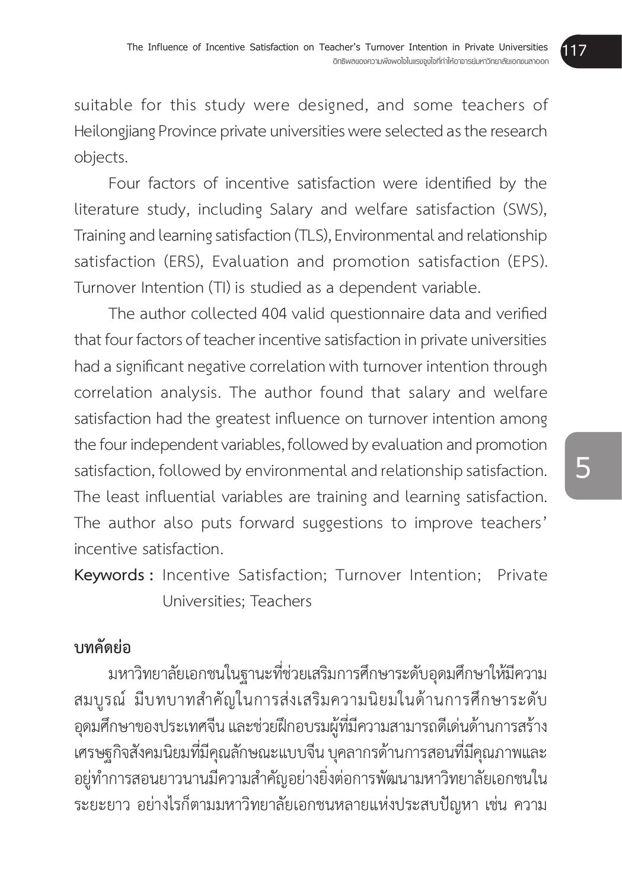suitable for this study were designed, and some teachers of Heilongjiang Province private universities were selected as the research objects.

Four factors of incentive satisfaction were identified by the literature study, including Salary and welfare satisfaction (SWS), Training and learning satisfaction (TLS), Environmental and relationship satisfaction (ERS), Evaluation and promotion satisfaction (EPS). Turnover Intention (TI) is studied as a dependent variable.

The author collected 404 valid questionnaire data and verified that four factors of teacher incentive satisfaction in private universities had a significant negative correlation with turnover intention through correlation analysis. The author found that salary and welfare satisfaction had the greatest influence on turnover intention among the four independent variables, followed by evaluation and promotion satisfaction, followed by environmental and relationship satisfaction. The least influential variables are training and learning satisfaction. The author also puts forward suggestions to improve teachers' incentive satisfaction.

**Keywords :** Incentive Satisfaction; Turnover Intention; Private Universities; Teachers

## บทคัดย่อ

มหาวิทยาลัยเอกชนในฐานะที่ช่วยเสริมการศึกษาระดับอุดมศึกษาให้มีความสมบูรณ์ มีบทบาทสำคัญในการส่งเสริมความนิยมในด้านการศึกษาระดับอุดมศึกษาของประเทศจีน และช่วยฝึกอบรมผู้ที่มีความสามารถดีเด่นด้านการสร้างเศรษฐกิจสังคมนิยมที่มีคุณลักษณะแบบจีน บุคลากรด้านการสอนที่มีคุณภาพและอยู่ทำการสอนยาวนานมีความสำคัญอย่างยิ่งต่อการพัฒนามหาวิทยาลัยเอกชนในระยะยาว อย่างไรก็ตามมหาวิทยาลัยเอกชนหลายแห่งประสบปัญหา เช่น ความ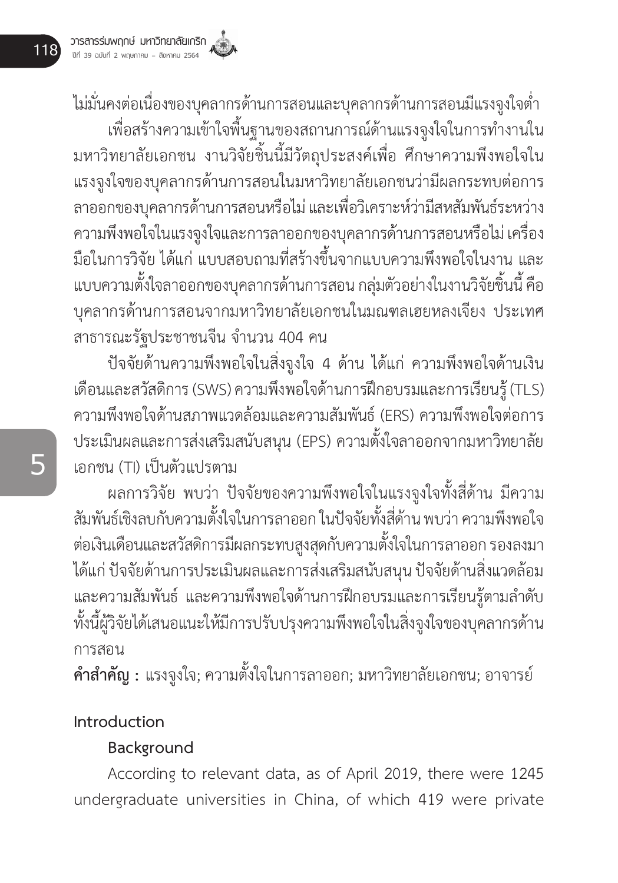ไม่มั่นคงต่อเนื่องของบุคลากรด้านการสอนและบุคลากรด้านการสอนมีแรงจูงใจต่ำ

เพื่อสร้างความเข้าใจพื้นฐานของสถานการณ์ด้านแรงจูงใจในการทำงานในมหาวิทยาลัยเอกชน งานวิจัยชิ้นนี้มีวัตถุประสงค์เพื่อ ศึกษาความพึงพอใจในแรงจูงใจของบุคลากรด้านการสอนในมหาวิทยาลัยเอกชนว่ามีผลกระทบต่อการลาออกของบุคลากรด้านการสอนหรือไม่ และเพื่อวิเคราะห์ว่ามีสหสัมพันธ์ระหว่างความพึงพอใจในแรงจูงใจและการลาออกของบุคลากรด้านการสอนหรือไม่ เครื่องมือในการวิจัย ได้แก่ แบบสอบถามที่สร้างขึ้นจากแบบความพึงพอใจในงาน และแบบความตั้งใจลาออกของบุคลากรด้านการสอน กลุ่มตัวอย่างในงานวิจัยชิ้นนี้ คือ บุคลากรด้านการสอนจากมหาวิทยาลัยเอกชนในมณฑลเฮยหลงเจียง ประเทศสาธารณะรัฐประชาชนจีน จำนวน 404 คน

ปัจจัยด้านความพึงพอใจในสิ่งจูงใจ 4 ด้าน ได้แก่ ความพึงพอใจด้านเงินเดือนและสวัสดิการ (SWS) ความพึงพอใจด้านการฝึกอบรมและการเรียนรู้ (TLS) ความพึงพอใจด้านสภาพแวดล้อมและความสัมพันธ์ (ERS) ความพึงพอใจต่อการประเมินผลและการส่งเสริมสนับสนุน (EPS) ความตั้งใจลาออกจากมหาวิทยาลัยเอกชน (TI) เป็นตัวแปรตาม

ผลการวิจัย พบว่า ปัจจัยของความพึงพอใจในแรงจูงใจทั้งสี่ด้าน มีความสัมพันธ์เชิงลบกับความตั้งใจในการลาออก ในปัจจัยทั้งสี่ด้าน พบว่า ความพึงพอใจต่อเงินเดือนและสวัสดิการมีผลกระทบสูงสุดกับความตั้งใจในการลาออก รองลงมาได้แก่ ปัจจัยด้านการประเมินผลและการส่งเสริมสนับสนุน ปัจจัยด้านสิ่งแวดล้อมและความสัมพันธ์ และความพึงพอใจด้านการฝึกอบรมและการเรียนรู้ตามลำดับ ทั้งนี้ผู้วิจัยได้เสนอแนะให้มีการปรับปรุงความพึงพอใจในสิ่งจูงใจของบุคลากรด้านการสอน

**คำสำคัญ :** แรงจูงใจ; ความตั้งใจในการลาออก; มหาวิทยาลัยเอกชน; อาจารย์

## Introduction

### Background

According to relevant data, as of April 2019, there were 1245 undergraduate universities in China, of which 419 were private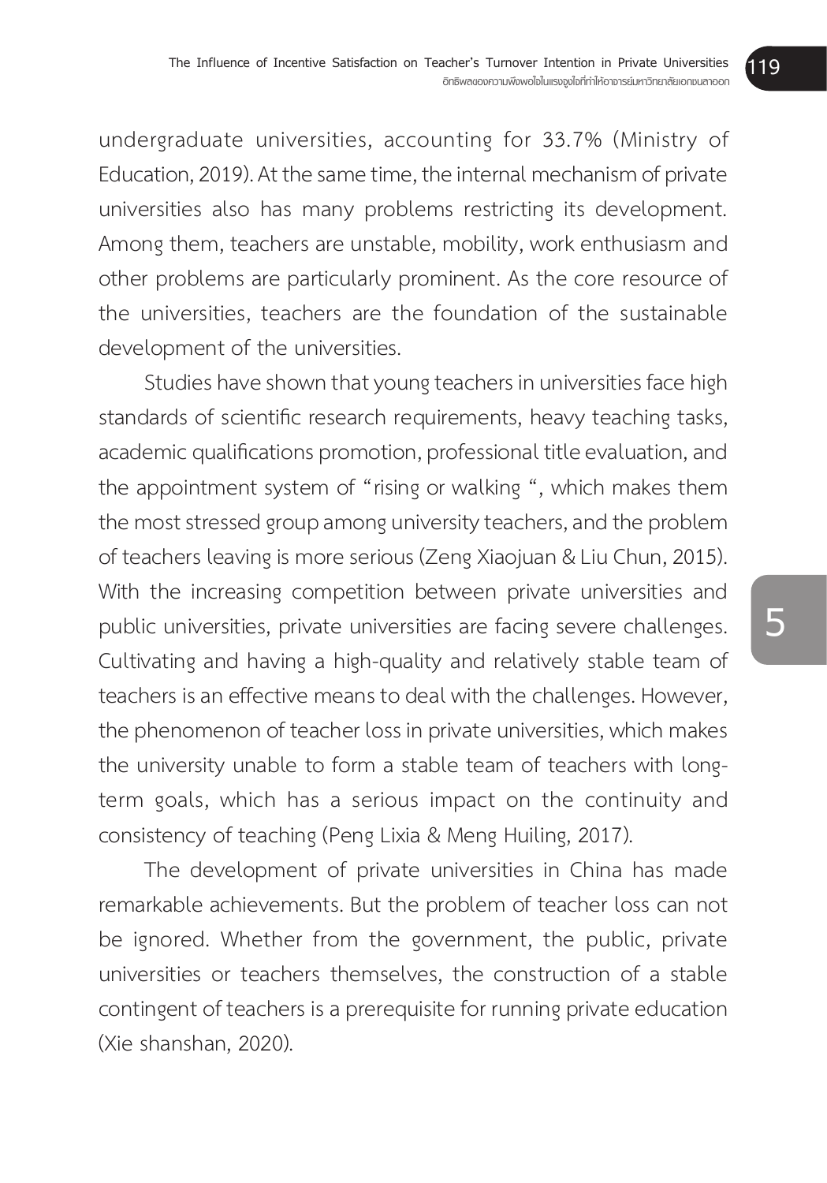undergraduate universities, accounting for 33.7% (Ministry of Education, 2019). At the same time, the internal mechanism of private universities also has many problems restricting its development. Among them, teachers are unstable, mobility, work enthusiasm and other problems are particularly prominent. As the core resource of the universities, teachers are the foundation of the sustainable development of the universities.

Studies have shown that young teachers in universities face high standards of scientific research requirements, heavy teaching tasks, academic qualifications promotion, professional title evaluation, and the appointment system of "rising or walking ", which makes them the most stressed group among university teachers, and the problem of teachers leaving is more serious (Zeng Xiaojuan & Liu Chun, 2015). With the increasing competition between private universities and public universities, private universities are facing severe challenges. Cultivating and having a high-quality and relatively stable team of teachers is an effective means to deal with the challenges. However, the phenomenon of teacher loss in private universities, which makes the university unable to form a stable team of teachers with long-term goals, which has a serious impact on the continuity and consistency of teaching (Peng Lixia & Meng Huiling, 2017).

The development of private universities in China has made remarkable achievements. But the problem of teacher loss can not be ignored. Whether from the government, the public, private universities or teachers themselves, the construction of a stable contingent of teachers is a prerequisite for running private education (Xie shanshan, 2020).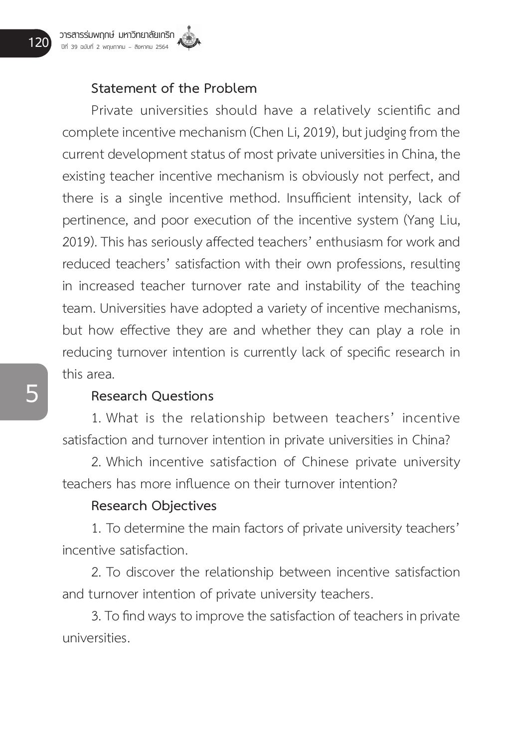### Statement of the Problem

Private universities should have a relatively scientific and complete incentive mechanism (Chen Li, 2019), but judging from the current development status of most private universities in China, the existing teacher incentive mechanism is obviously not perfect, and there is a single incentive method. Insufficient intensity, lack of pertinence, and poor execution of the incentive system (Yang Liu, 2019). This has seriously affected teachers' enthusiasm for work and reduced teachers' satisfaction with their own professions, resulting in increased teacher turnover rate and instability of the teaching team. Universities have adopted a variety of incentive mechanisms, but how effective they are and whether they can play a role in reducing turnover intention is currently lack of specific research in this area.

### Research Questions

1. What is the relationship between teachers' incentive satisfaction and turnover intention in private universities in China?

2. Which incentive satisfaction of Chinese private university teachers has more influence on their turnover intention?

### Research Objectives

1. To determine the main factors of private university teachers' incentive satisfaction.

2. To discover the relationship between incentive satisfaction and turnover intention of private university teachers.

3. To find ways to improve the satisfaction of teachers in private universities.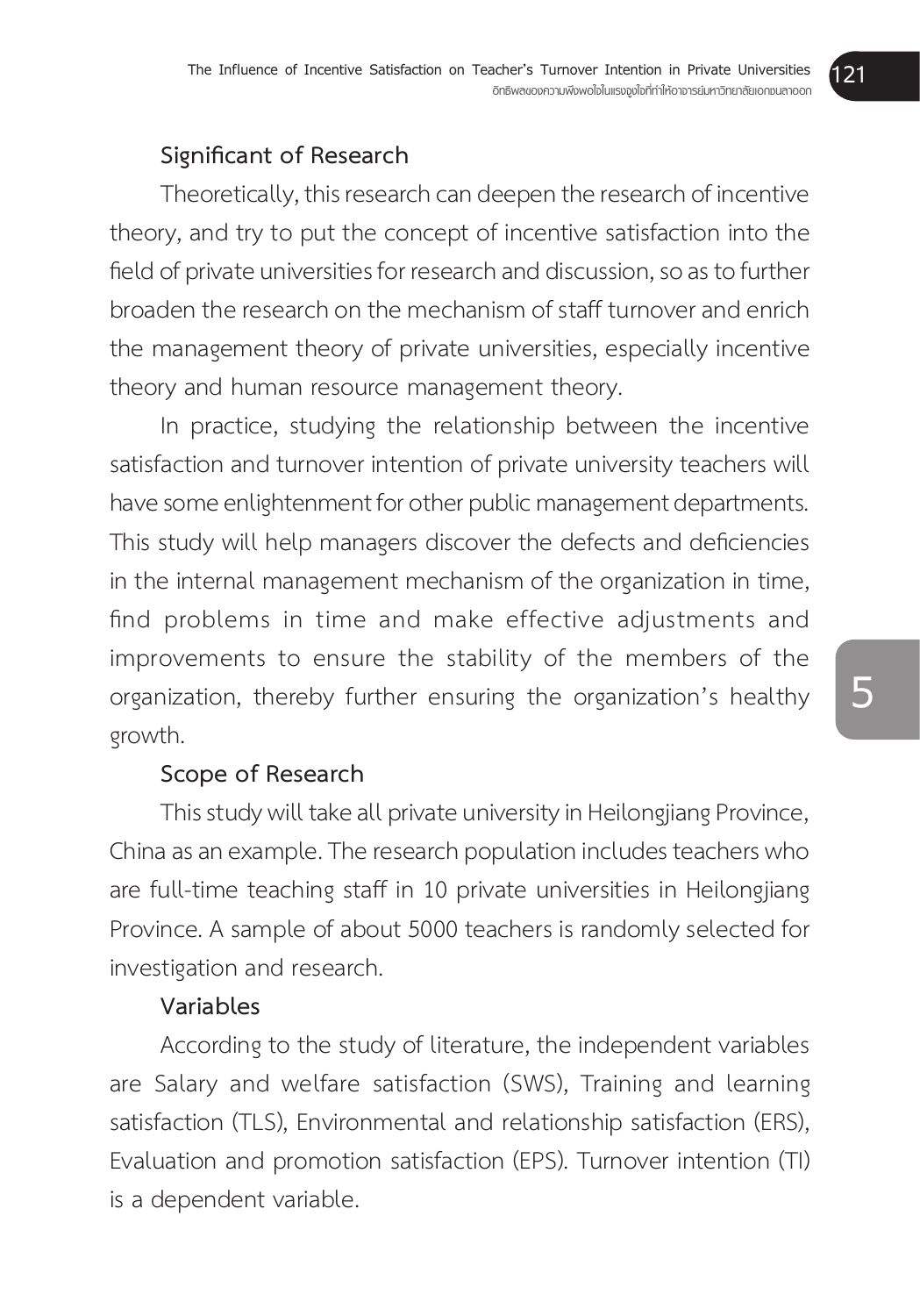### Significant of Research

Theoretically, this research can deepen the research of incentive theory, and try to put the concept of incentive satisfaction into the field of private universities for research and discussion, so as to further broaden the research on the mechanism of staff turnover and enrich the management theory of private universities, especially incentive theory and human resource management theory.

In practice, studying the relationship between the incentive satisfaction and turnover intention of private university teachers will have some enlightenment for other public management departments. This study will help managers discover the defects and deficiencies in the internal management mechanism of the organization in time, find problems in time and make effective adjustments and improvements to ensure the stability of the members of the organization, thereby further ensuring the organization's healthy growth.

### Scope of Research

This study will take all private university in Heilongjiang Province, China as an example. The research population includes teachers who are full-time teaching staff in 10 private universities in Heilongjiang Province. A sample of about 5000 teachers is randomly selected for investigation and research.

### Variables

According to the study of literature, the independent variables are Salary and welfare satisfaction (SWS), Training and learning satisfaction (TLS), Environmental and relationship satisfaction (ERS), Evaluation and promotion satisfaction (EPS). Turnover intention (TI) is a dependent variable.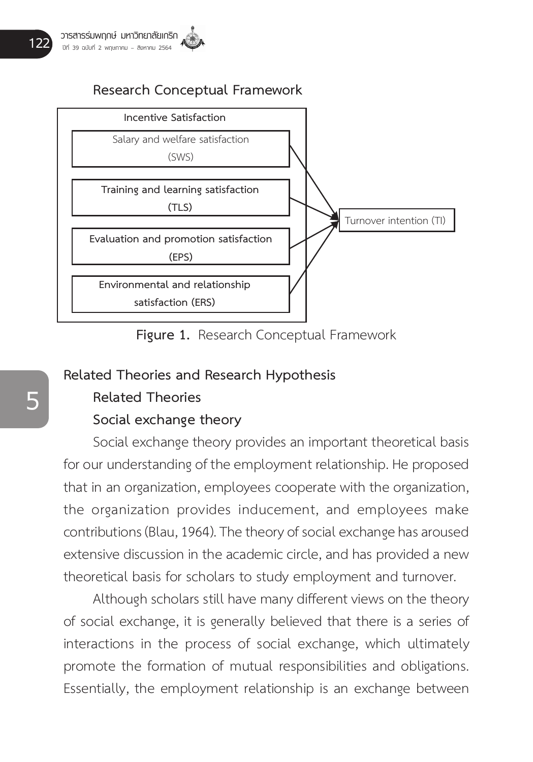### Research Conceptual Framework

Incentive Satisfaction

- Salary and welfare satisfaction (SWS)
- Training and learning satisfaction (TLS)
- Evaluation and promotion satisfaction (EPS)
- Environmental and relationship satisfaction (ERS)

→ Turnover intention (TI)

**Figure 1.** Research Conceptual Framework

## Related Theories and Research Hypothesis

### Related Theories

### Social exchange theory

Social exchange theory provides an important theoretical basis for our understanding of the employment relationship. He proposed that in an organization, employees cooperate with the organization, the organization provides inducement, and employees make contributions (Blau, 1964). The theory of social exchange has aroused extensive discussion in the academic circle, and has provided a new theoretical basis for scholars to study employment and turnover.

Although scholars still have many different views on the theory of social exchange, it is generally believed that there is a series of interactions in the process of social exchange, which ultimately promote the formation of mutual responsibilities and obligations. Essentially, the employment relationship is an exchange between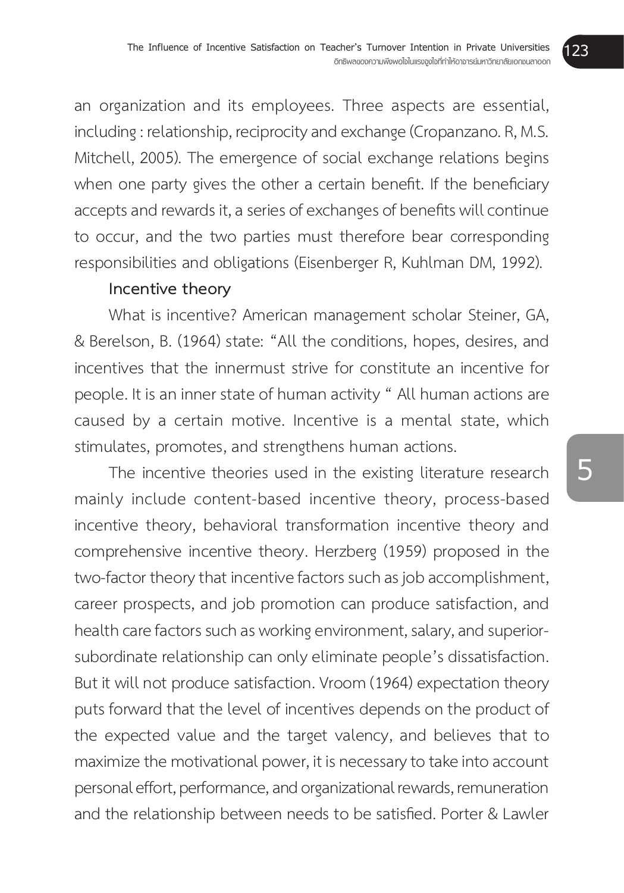an organization and its employees. Three aspects are essential, including : relationship, reciprocity and exchange (Cropanzano. R, M.S. Mitchell, 2005). The emergence of social exchange relations begins when one party gives the other a certain benefit. If the beneficiary accepts and rewards it, a series of exchanges of benefits will continue to occur, and the two parties must therefore bear corresponding responsibilities and obligations (Eisenberger R, Kuhlman DM, 1992).

**Incentive theory**

What is incentive? American management scholar Steiner, GA, & Berelson, B. (1964) state: "All the conditions, hopes, desires, and incentives that the innermust strive for constitute an incentive for people. It is an inner state of human activity " All human actions are caused by a certain motive. Incentive is a mental state, which stimulates, promotes, and strengthens human actions.

The incentive theories used in the existing literature research mainly include content-based incentive theory, process-based incentive theory, behavioral transformation incentive theory and comprehensive incentive theory. Herzberg (1959) proposed in the two-factor theory that incentive factors such as job accomplishment, career prospects, and job promotion can produce satisfaction, and health care factors such as working environment, salary, and superior-subordinate relationship can only eliminate people's dissatisfaction. But it will not produce satisfaction. Vroom (1964) expectation theory puts forward that the level of incentives depends on the product of the expected value and the target valency, and believes that to maximize the motivational power, it is necessary to take into account personal effort, performance, and organizational rewards, remuneration and the relationship between needs to be satisfied. Porter & Lawler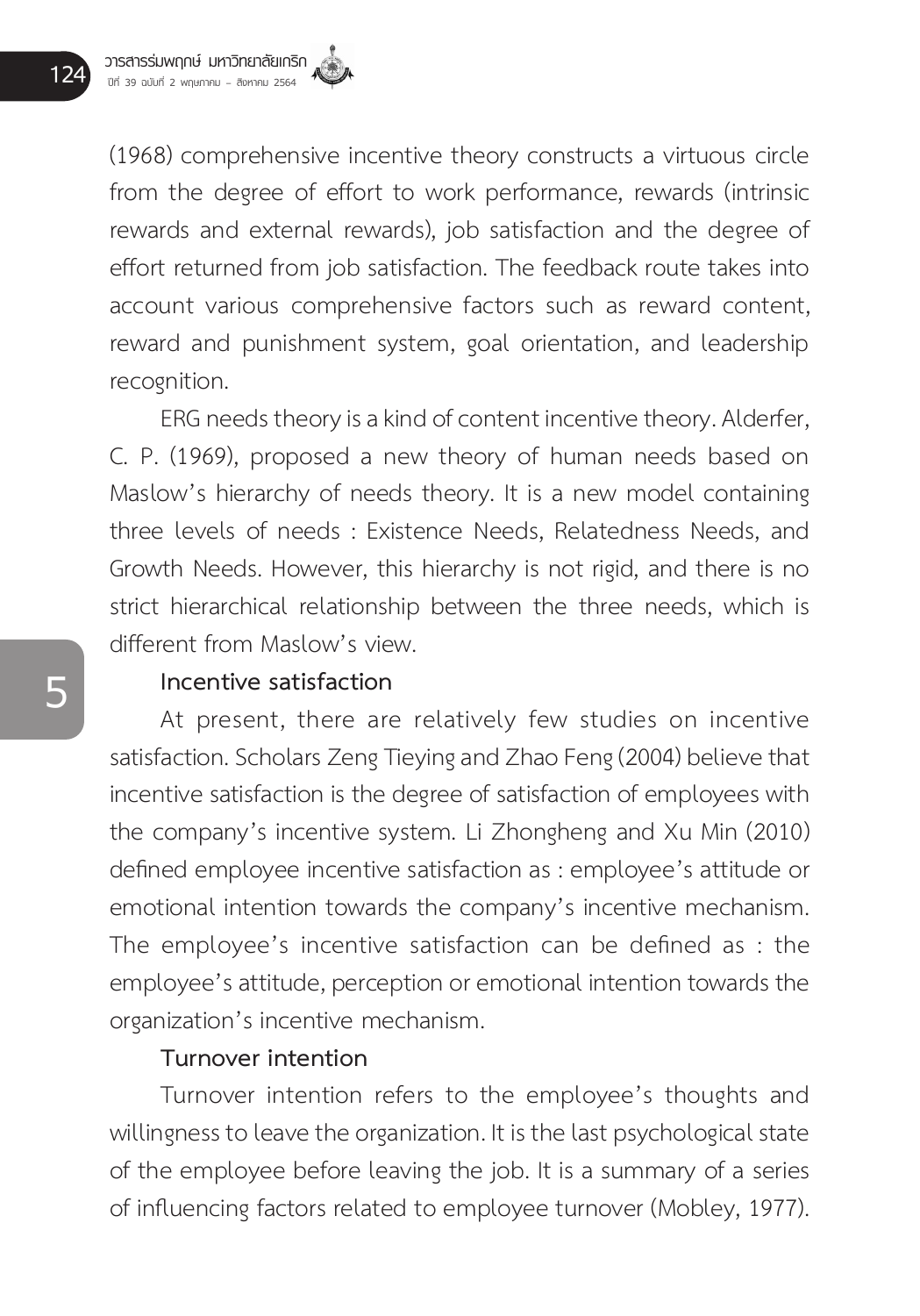(1968) comprehensive incentive theory constructs a virtuous circle from the degree of effort to work performance, rewards (intrinsic rewards and external rewards), job satisfaction and the degree of effort returned from job satisfaction. The feedback route takes into account various comprehensive factors such as reward content, reward and punishment system, goal orientation, and leadership recognition.

ERG needs theory is a kind of content incentive theory. Alderfer, C. P. (1969), proposed a new theory of human needs based on Maslow's hierarchy of needs theory. It is a new model containing three levels of needs : Existence Needs, Relatedness Needs, and Growth Needs. However, this hierarchy is not rigid, and there is no strict hierarchical relationship between the three needs, which is different from Maslow's view.

**Incentive satisfaction**

At present, there are relatively few studies on incentive satisfaction. Scholars Zeng Tieying and Zhao Feng (2004) believe that incentive satisfaction is the degree of satisfaction of employees with the company's incentive system. Li Zhongheng and Xu Min (2010) defined employee incentive satisfaction as : employee's attitude or emotional intention towards the company's incentive mechanism. The employee's incentive satisfaction can be defined as : the employee's attitude, perception or emotional intention towards the organization's incentive mechanism.

**Turnover intention**

Turnover intention refers to the employee's thoughts and willingness to leave the organization. It is the last psychological state of the employee before leaving the job. It is a summary of a series of influencing factors related to employee turnover (Mobley, 1977).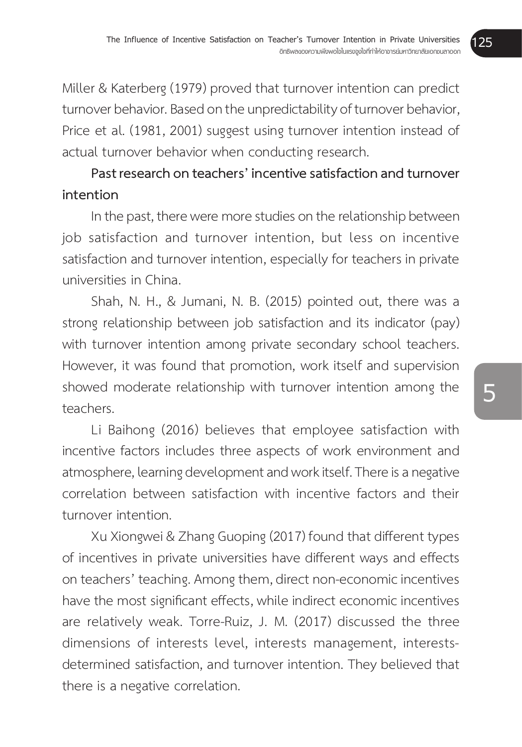Miller & Katerberg (1979) proved that turnover intention can predict turnover behavior. Based on the unpredictability of turnover behavior, Price et al. (1981, 2001) suggest using turnover intention instead of actual turnover behavior when conducting research.

**Past research on teachers' incentive satisfaction and turnover intention**

In the past, there were more studies on the relationship between job satisfaction and turnover intention, but less on incentive satisfaction and turnover intention, especially for teachers in private universities in China.

Shah, N. H., & Jumani, N. B. (2015) pointed out, there was a strong relationship between job satisfaction and its indicator (pay) with turnover intention among private secondary school teachers. However, it was found that promotion, work itself and supervision showed moderate relationship with turnover intention among the teachers.

Li Baihong (2016) believes that employee satisfaction with incentive factors includes three aspects of work environment and atmosphere, learning development and work itself. There is a negative correlation between satisfaction with incentive factors and their turnover intention.

Xu Xiongwei & Zhang Guoping (2017) found that different types of incentives in private universities have different ways and effects on teachers' teaching. Among them, direct non-economic incentives have the most significant effects, while indirect economic incentives are relatively weak. Torre-Ruiz, J. M. (2017) discussed the three dimensions of interests level, interests management, interests-determined satisfaction, and turnover intention. They believed that there is a negative correlation.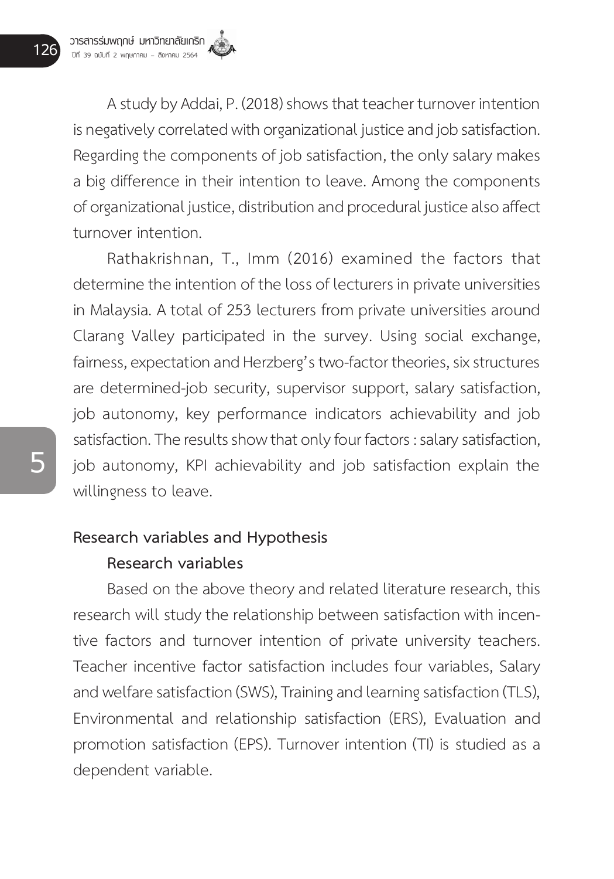A study by Addai, P. (2018) shows that teacher turnover intention is negatively correlated with organizational justice and job satisfaction. Regarding the components of job satisfaction, the only salary makes a big difference in their intention to leave. Among the components of organizational justice, distribution and procedural justice also affect turnover intention.

Rathakrishnan, T., Imm (2016) examined the factors that determine the intention of the loss of lecturers in private universities in Malaysia. A total of 253 lecturers from private universities around Clarang Valley participated in the survey. Using social exchange, fairness, expectation and Herzberg's two-factor theories, six structures are determined-job security, supervisor support, salary satisfaction, job autonomy, key performance indicators achievability and job satisfaction. The results show that only four factors : salary satisfaction, job autonomy, KPI achievability and job satisfaction explain the willingness to leave.

## Research variables and Hypothesis

### Research variables

Based on the above theory and related literature research, this research will study the relationship between satisfaction with incentive factors and turnover intention of private university teachers. Teacher incentive factor satisfaction includes four variables, Salary and welfare satisfaction (SWS), Training and learning satisfaction (TLS), Environmental and relationship satisfaction (ERS), Evaluation and promotion satisfaction (EPS). Turnover intention (TI) is studied as a dependent variable.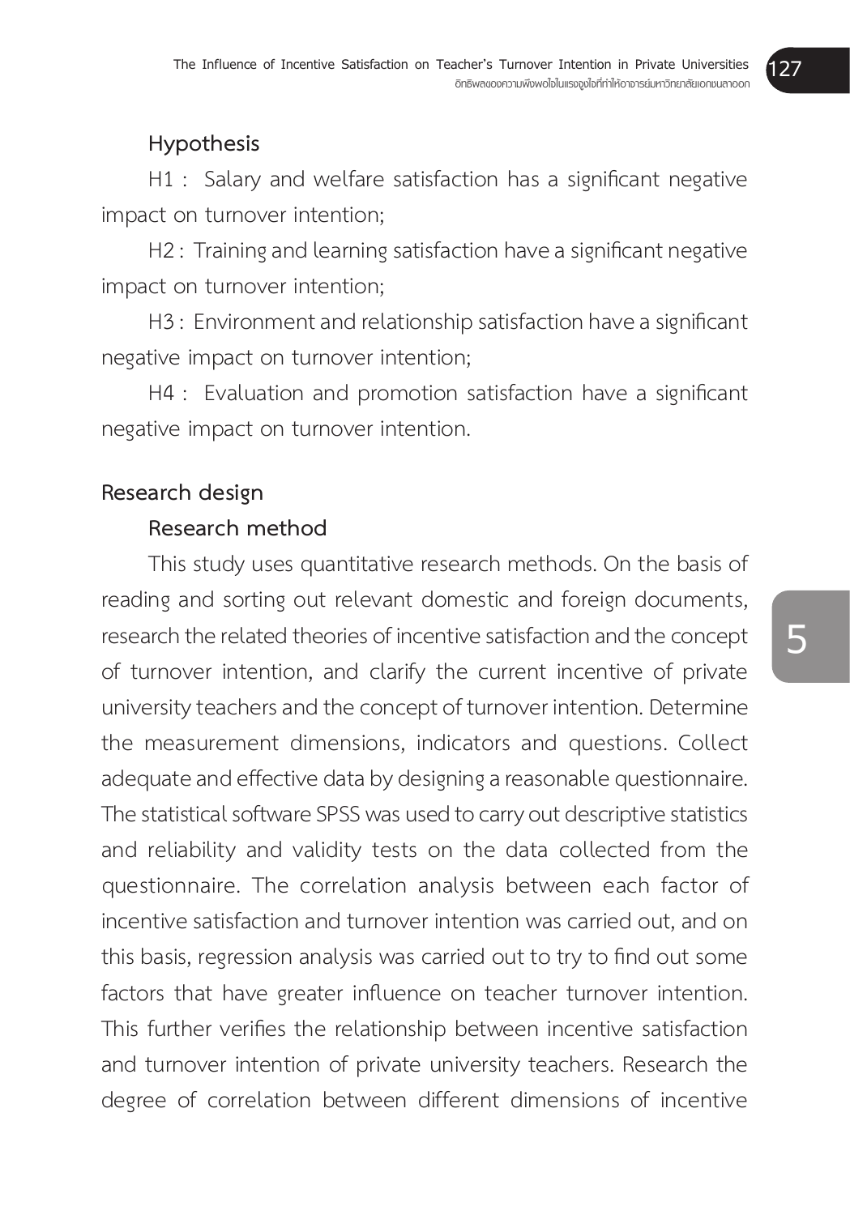### Hypothesis

H1 : Salary and welfare satisfaction has a significant negative impact on turnover intention;

H2 : Training and learning satisfaction have a significant negative impact on turnover intention;

H3 : Environment and relationship satisfaction have a significant negative impact on turnover intention;

H4 : Evaluation and promotion satisfaction have a significant negative impact on turnover intention.

## Research design

### Research method

This study uses quantitative research methods. On the basis of reading and sorting out relevant domestic and foreign documents, research the related theories of incentive satisfaction and the concept of turnover intention, and clarify the current incentive of private university teachers and the concept of turnover intention. Determine the measurement dimensions, indicators and questions. Collect adequate and effective data by designing a reasonable questionnaire. The statistical software SPSS was used to carry out descriptive statistics and reliability and validity tests on the data collected from the questionnaire. The correlation analysis between each factor of incentive satisfaction and turnover intention was carried out, and on this basis, regression analysis was carried out to try to find out some factors that have greater influence on teacher turnover intention. This further verifies the relationship between incentive satisfaction and turnover intention of private university teachers. Research the degree of correlation between different dimensions of incentive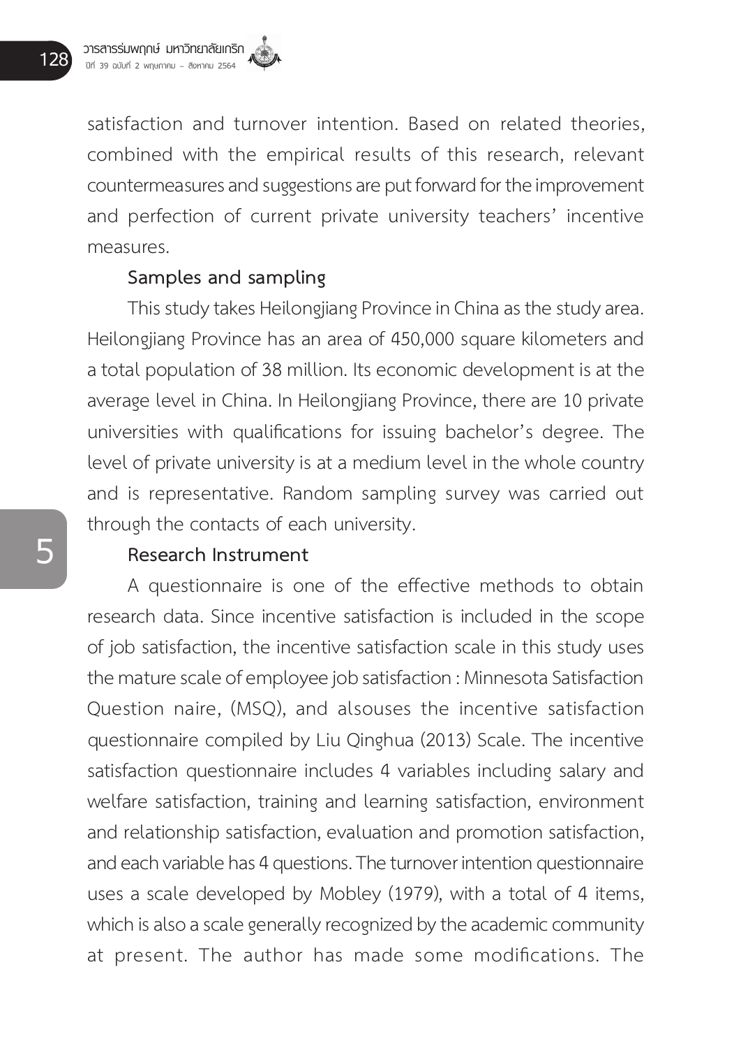satisfaction and turnover intention. Based on related theories, combined with the empirical results of this research, relevant countermeasures and suggestions are put forward for the improvement and perfection of current private university teachers' incentive measures.

### Samples and sampling

This study takes Heilongjiang Province in China as the study area. Heilongjiang Province has an area of 450,000 square kilometers and a total population of 38 million. Its economic development is at the average level in China. In Heilongjiang Province, there are 10 private universities with qualifications for issuing bachelor's degree. The level of private university is at a medium level in the whole country and is representative. Random sampling survey was carried out through the contacts of each university.

### Research Instrument

A questionnaire is one of the effective methods to obtain research data. Since incentive satisfaction is included in the scope of job satisfaction, the incentive satisfaction scale in this study uses the mature scale of employee job satisfaction : Minnesota Satisfaction Question naire, (MSQ), and alsouses the incentive satisfaction questionnaire compiled by Liu Qinghua (2013) Scale. The incentive satisfaction questionnaire includes 4 variables including salary and welfare satisfaction, training and learning satisfaction, environment and relationship satisfaction, evaluation and promotion satisfaction, and each variable has 4 questions. The turnover intention questionnaire uses a scale developed by Mobley (1979), with a total of 4 items, which is also a scale generally recognized by the academic community at present. The author has made some modifications. The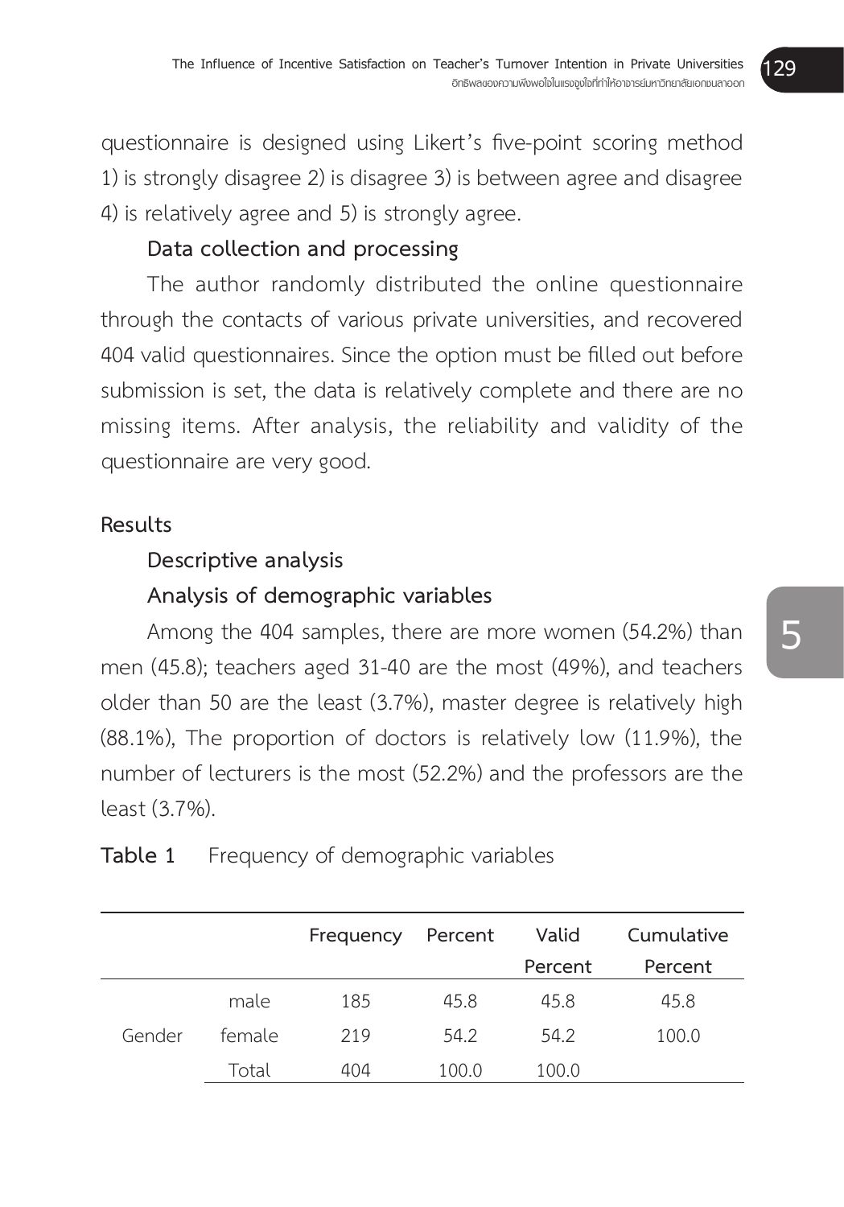questionnaire is designed using Likert's five-point scoring method 1) is strongly disagree 2) is disagree 3) is between agree and disagree 4) is relatively agree and 5) is strongly agree.

### Data collection and processing

The author randomly distributed the online questionnaire through the contacts of various private universities, and recovered 404 valid questionnaires. Since the option must be filled out before submission is set, the data is relatively complete and there are no missing items. After analysis, the reliability and validity of the questionnaire are very good.

## Results

### Descriptive analysis

### Analysis of demographic variables

Among the 404 samples, there are more women (54.2%) than men (45.8); teachers aged 31-40 are the most (49%), and teachers older than 50 are the least (3.7%), master degree is relatively high (88.1%), The proportion of doctors is relatively low (11.9%), the number of lecturers is the most (52.2%) and the professors are the least (3.7%).

**Table 1** Frequency of demographic variables

| | | Frequency | Percent | Valid Percent | Cumulative Percent |
|---|---|---|---|---|---|
| Gender | male | 185 | 45.8 | 45.8 | 45.8 |
| | female | 219 | 54.2 | 54.2 | 100.0 |
| | Total | 404 | 100.0 | 100.0 | |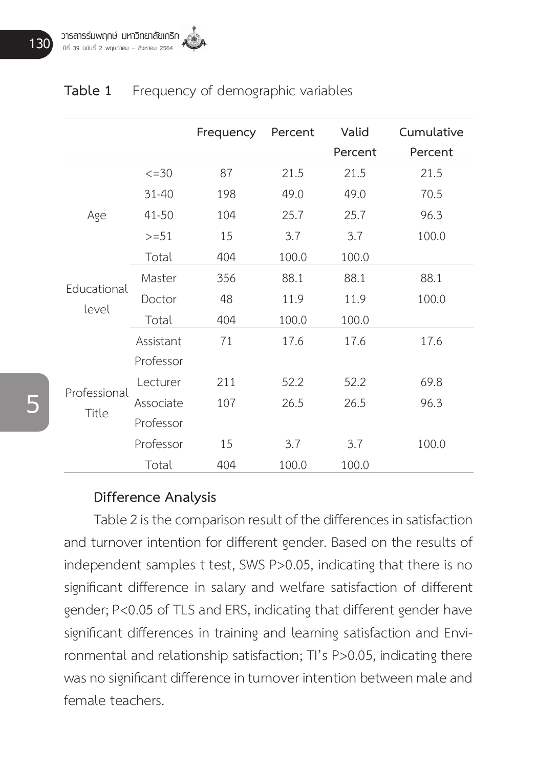**Table 1** Frequency of demographic variables

| | | Frequency | Percent | Valid Percent | Cumulative Percent |
|---|---|---|---|---|---|
| Age | <=30 | 87 | 21.5 | 21.5 | 21.5 |
| | 31-40 | 198 | 49.0 | 49.0 | 70.5 |
| | 41-50 | 104 | 25.7 | 25.7 | 96.3 |
| | >=51 | 15 | 3.7 | 3.7 | 100.0 |
| | Total | 404 | 100.0 | 100.0 | |
| Educational level | Master | 356 | 88.1 | 88.1 | 88.1 |
| | Doctor | 48 | 11.9 | 11.9 | 100.0 |
| | Total | 404 | 100.0 | 100.0 | |
| Professional Title | Assistant Professor | 71 | 17.6 | 17.6 | 17.6 |
| | Lecturer | 211 | 52.2 | 52.2 | 69.8 |
| | Associate Professor | 107 | 26.5 | 26.5 | 96.3 |
| | Professor | 15 | 3.7 | 3.7 | 100.0 |
| | Total | 404 | 100.0 | 100.0 | |

### Difference Analysis

Table 2 is the comparison result of the differences in satisfaction and turnover intention for different gender. Based on the results of independent samples t test, SWS $P>0.05$, indicating that there is no significant difference in salary and welfare satisfaction of different gender; $P<0.05$ of TLS and ERS, indicating that different gender have significant differences in training and learning satisfaction and Environmental and relationship satisfaction; TI's $P>0.05$, indicating there was no significant difference in turnover intention between male and female teachers.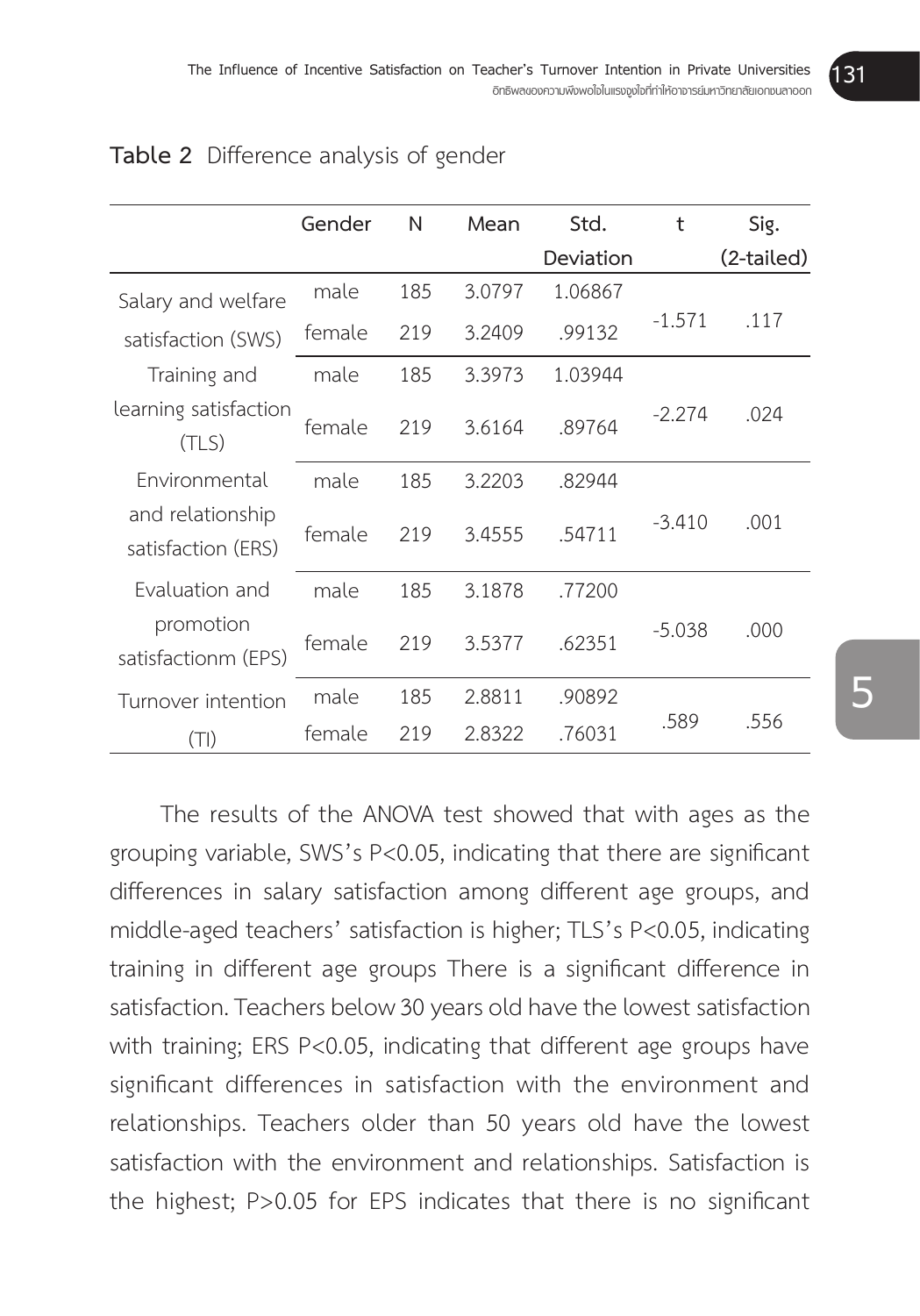**Table 2** Difference analysis of gender

| | Gender | N | Mean | Std. Deviation | t | Sig. (2-tailed) |
|---|---|---|---|---|---|---|
| Salary and welfare satisfaction (SWS) | male | 185 | 3.0797 | 1.06867 | -1.571 | .117 |
| | female | 219 | 3.2409 | .99132 | | |
| Training and learning satisfaction (TLS) | male | 185 | 3.3973 | 1.03944 | -2.274 | .024 |
| | female | 219 | 3.6164 | .89764 | | |
| Environmental and relationship satisfaction (ERS) | male | 185 | 3.2203 | .82944 | -3.410 | .001 |
| | female | 219 | 3.4555 | .54711 | | |
| Evaluation and promotion satisfactionm (EPS) | male | 185 | 3.1878 | .77200 | -5.038 | .000 |
| | female | 219 | 3.5377 | .62351 | | |
| Turnover intention (TI) | male | 185 | 2.8811 | .90892 | .589 | .556 |
| | female | 219 | 2.8322 | .76031 | | |

The results of the ANOVA test showed that with ages as the grouping variable, SWS's $P<0.05$, indicating that there are significant differences in salary satisfaction among different age groups, and middle-aged teachers' satisfaction is higher; TLS's $P<0.05$, indicating training in different age groups There is a significant difference in satisfaction. Teachers below 30 years old have the lowest satisfaction with training; ERS $P<0.05$, indicating that different age groups have significant differences in satisfaction with the environment and relationships. Teachers older than 50 years old have the lowest satisfaction with the environment and relationships. Satisfaction is the highest; $P>0.05$ for EPS indicates that there is no significant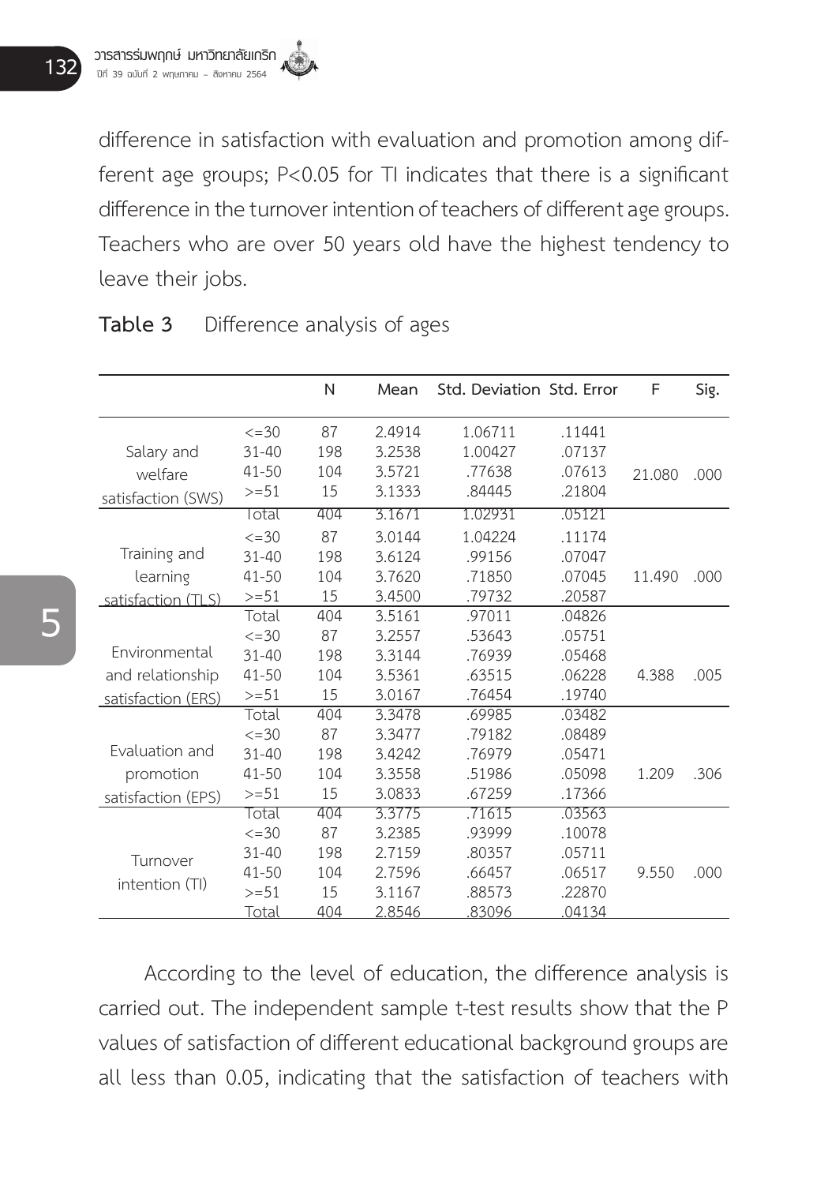difference in satisfaction with evaluation and promotion among different age groups; P<0.05 for TI indicates that there is a significant difference in the turnover intention of teachers of different age groups. Teachers who are over 50 years old have the highest tendency to leave their jobs.

**Table 3** Difference analysis of ages

| | | N | Mean | Std. Deviation | Std. Error | F | Sig. |
|---|---|---|---|---|---|---|---|
| Salary and welfare satisfaction (SWS) | <=30 | 87 | 2.4914 | 1.06711 | .11441 | 21.080 | .000 |
| | 31-40 | 198 | 3.2538 | 1.00427 | .07137 | | |
| | 41-50 | 104 | 3.5721 | .77638 | .07613 | | |
| | >=51 | 15 | 3.1333 | .84445 | .21804 | | |
| | Total | 404 | 3.1671 | 1.02931 | .05121 | | |
| Training and learning satisfaction (TLS) | <=30 | 87 | 3.0144 | 1.04224 | .11174 | 11.490 | .000 |
| | 31-40 | 198 | 3.6124 | .99156 | .07047 | | |
| | 41-50 | 104 | 3.7620 | .71850 | .07045 | | |
| | >=51 | 15 | 3.4500 | .79732 | .20587 | | |
| | Total | 404 | 3.5161 | .97011 | .04826 | | |
| Environmental and relationship satisfaction (ERS) | <=30 | 87 | 3.2557 | .53643 | .05751 | 4.388 | .005 |
| | 31-40 | 198 | 3.3144 | .76939 | .05468 | | |
| | 41-50 | 104 | 3.5361 | .63515 | .06228 | | |
| | >=51 | 15 | 3.0167 | .76454 | .19740 | | |
| | Total | 404 | 3.3478 | .69985 | .03482 | | |
| Evaluation and promotion satisfaction (EPS) | <=30 | 87 | 3.3477 | .79182 | .08489 | 1.209 | .306 |
| | 31-40 | 198 | 3.4242 | .76979 | .05471 | | |
| | 41-50 | 104 | 3.3558 | .51986 | .05098 | | |
| | >=51 | 15 | 3.0833 | .67259 | .17366 | | |
| | Total | 404 | 3.3775 | .71615 | .03563 | | |
| Turnover intention (TI) | <=30 | 87 | 3.2385 | .93999 | .10078 | 9.550 | .000 |
| | 31-40 | 198 | 2.7159 | .80357 | .05711 | | |
| | 41-50 | 104 | 2.7596 | .66457 | .06517 | | |
| | >=51 | 15 | 3.1167 | .88573 | .22870 | | |
| | Total | 404 | 2.8546 | .83096 | .04134 | | |

According to the level of education, the difference analysis is carried out. The independent sample t-test results show that the P values of satisfaction of different educational background groups are all less than 0.05, indicating that the satisfaction of teachers with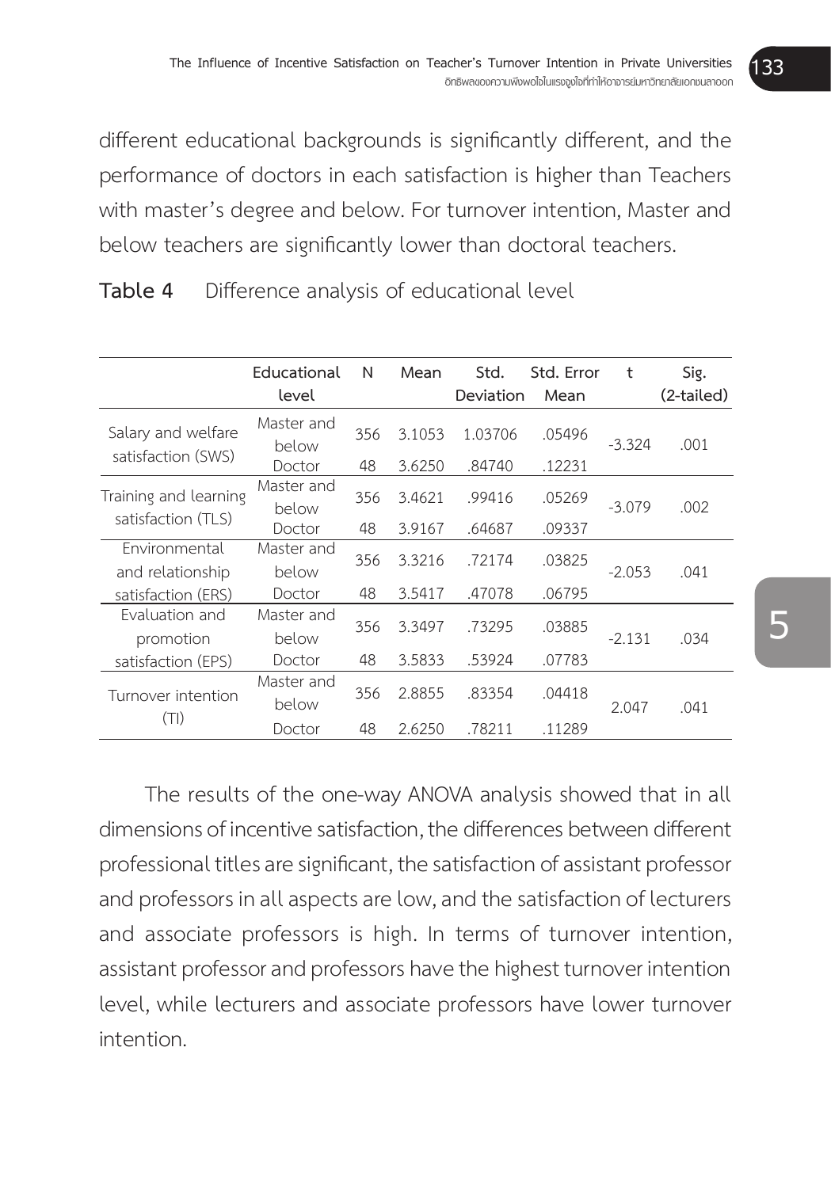different educational backgrounds is significantly different, and the performance of doctors in each satisfaction is higher than Teachers with master's degree and below. For turnover intention, Master and below teachers are significantly lower than doctoral teachers.

**Table 4** Difference analysis of educational level

| | Educational level | N | Mean | Std. Deviation | Std. Error Mean | t | Sig. (2-tailed) |
|---|---|---|---|---|---|---|---|
| Salary and welfare satisfaction (SWS) | Master and below | 356 | 3.1053 | 1.03706 | .05496 | -3.324 | .001 |
| | Doctor | 48 | 3.6250 | .84740 | .12231 | | |
| Training and learning satisfaction (TLS) | Master and below | 356 | 3.4621 | .99416 | .05269 | -3.079 | .002 |
| | Doctor | 48 | 3.9167 | .64687 | .09337 | | |
| Environmental and relationship satisfaction (ERS) | Master and below | 356 | 3.3216 | .72174 | .03825 | -2.053 | .041 |
| | Doctor | 48 | 3.5417 | .47078 | .06795 | | |
| Evaluation and promotion satisfaction (EPS) | Master and below | 356 | 3.3497 | .73295 | .03885 | -2.131 | .034 |
| | Doctor | 48 | 3.5833 | .53924 | .07783 | | |
| Turnover intention (TI) | Master and below | 356 | 2.8855 | .83354 | .04418 | 2.047 | .041 |
| | Doctor | 48 | 2.6250 | .78211 | .11289 | | |

The results of the one-way ANOVA analysis showed that in all dimensions of incentive satisfaction, the differences between different professional titles are significant, the satisfaction of assistant professor and professors in all aspects are low, and the satisfaction of lecturers and associate professors is high. In terms of turnover intention, assistant professor and professors have the highest turnover intention level, while lecturers and associate professors have lower turnover intention.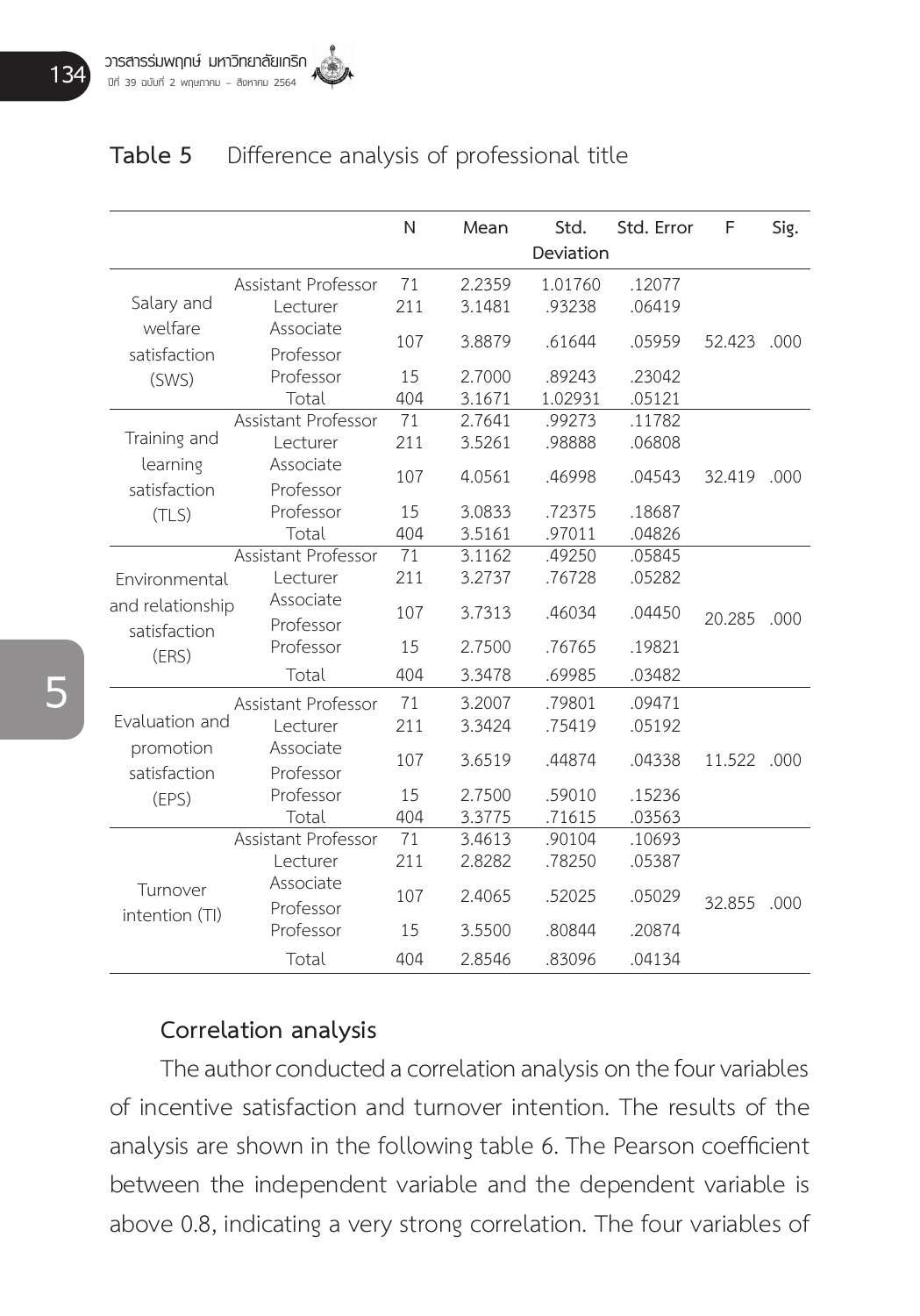**Table 5** Difference analysis of professional title

| | | N | Mean | Std. Deviation | Std. Error | F | Sig. |
|---|---|---|---|---|---|---|---|
| Salary and welfare satisfaction (SWS) | Assistant Professor | 71 | 2.2359 | 1.01760 | .12077 | 52.423 | .000 |
| | Lecturer | 211 | 3.1481 | .93238 | .06419 | | |
| | Associate Professor | 107 | 3.8879 | .61644 | .05959 | | |
| | Professor | 15 | 2.7000 | .89243 | .23042 | | |
| | Total | 404 | 3.1671 | 1.02931 | .05121 | | |
| Training and learning satisfaction (TLS) | Assistant Professor | 71 | 2.7641 | .99273 | .11782 | 32.419 | .000 |
| | Lecturer | 211 | 3.5261 | .98888 | .06808 | | |
| | Associate Professor | 107 | 4.0561 | .46998 | .04543 | | |
| | Professor | 15 | 3.0833 | .72375 | .18687 | | |
| | Total | 404 | 3.5161 | .97011 | .04826 | | |
| Environmental and relationship satisfaction (ERS) | Assistant Professor | 71 | 3.1162 | .49250 | .05845 | 20.285 | .000 |
| | Lecturer | 211 | 3.2737 | .76728 | .05282 | | |
| | Associate Professor | 107 | 3.7313 | .46034 | .04450 | | |
| | Professor | 15 | 2.7500 | .76765 | .19821 | | |
| | Total | 404 | 3.3478 | .69985 | .03482 | | |
| Evaluation and promotion satisfaction (EPS) | Assistant Professor | 71 | 3.2007 | .79801 | .09471 | 11.522 | .000 |
| | Lecturer | 211 | 3.3424 | .75419 | .05192 | | |
| | Associate Professor | 107 | 3.6519 | .44874 | .04338 | | |
| | Professor | 15 | 2.7500 | .59010 | .15236 | | |
| | Total | 404 | 3.3775 | .71615 | .03563 | | |
| Turnover intention (TI) | Assistant Professor | 71 | 3.4613 | .90104 | .10693 | 32.855 | .000 |
| | Lecturer | 211 | 2.8282 | .78250 | .05387 | | |
| | Associate Professor | 107 | 2.4065 | .52025 | .05029 | | |
| | Professor | 15 | 3.5500 | .80844 | .20874 | | |
| | Total | 404 | 2.8546 | .83096 | .04134 | | |

### Correlation analysis

The author conducted a correlation analysis on the four variables of incentive satisfaction and turnover intention. The results of the analysis are shown in the following table 6. The Pearson coefficient between the independent variable and the dependent variable is above 0.8, indicating a very strong correlation. The four variables of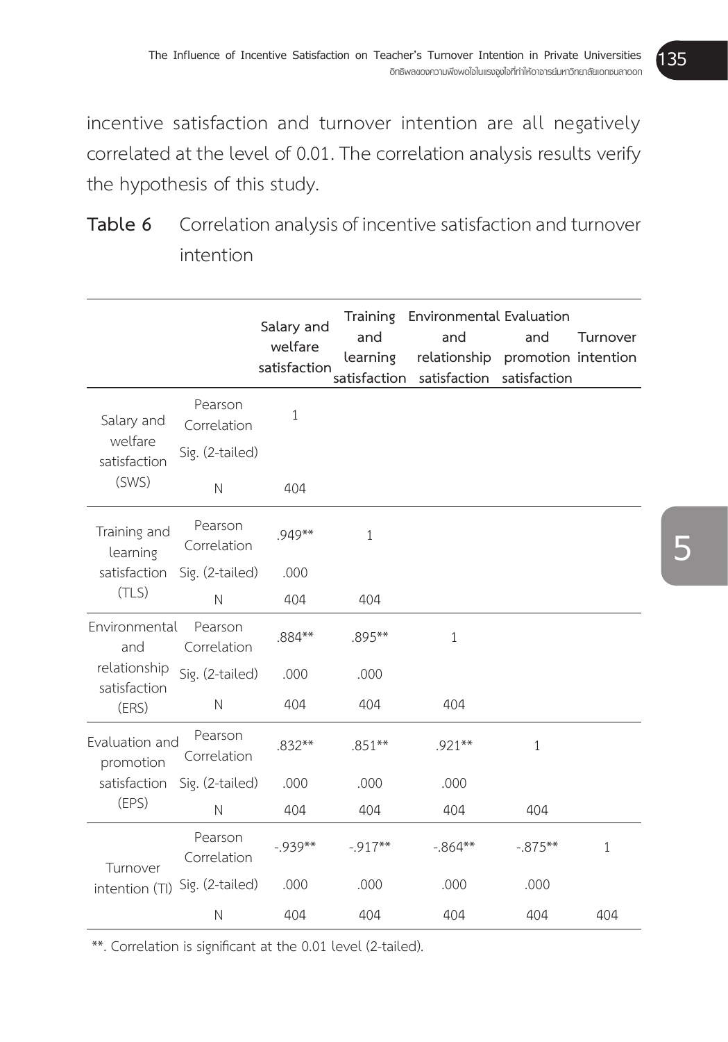incentive satisfaction and turnover intention are all negatively correlated at the level of 0.01. The correlation analysis results verify the hypothesis of this study.

**Table 6** Correlation analysis of incentive satisfaction and turnover intention

| | | Salary and welfare satisfaction | Training and learning satisfaction | Environmental and relationship satisfaction | Evaluation and promotion satisfaction | Turnover intention |
|---|---|---|---|---|---|---|
| Salary and welfare satisfaction (SWS) | Pearson Correlation | 1 | | | | |
| | Sig. (2-tailed) | | | | | |
| | N | 404 | | | | |
| Training and learning satisfaction (TLS) | Pearson Correlation | .949** | 1 | | | |
| | Sig. (2-tailed) | .000 | | | | |
| | N | 404 | 404 | | | |
| Environmental and relationship satisfaction (ERS) | Pearson Correlation | .884** | .895** | 1 | | |
| | Sig. (2-tailed) | .000 | .000 | | | |
| | N | 404 | 404 | 404 | | |
| Evaluation and promotion satisfaction (EPS) | Pearson Correlation | .832** | .851** | .921** | 1 | |
| | Sig. (2-tailed) | .000 | .000 | .000 | | |
| | N | 404 | 404 | 404 | 404 | |
| Turnover intention (TI) | Pearson Correlation | -.939** | -.917** | -.864** | -.875** | 1 |
| | Sig. (2-tailed) | .000 | .000 | .000 | .000 | |
| | N | 404 | 404 | 404 | 404 | 404 |

**. Correlation is significant at the 0.01 level (2-tailed).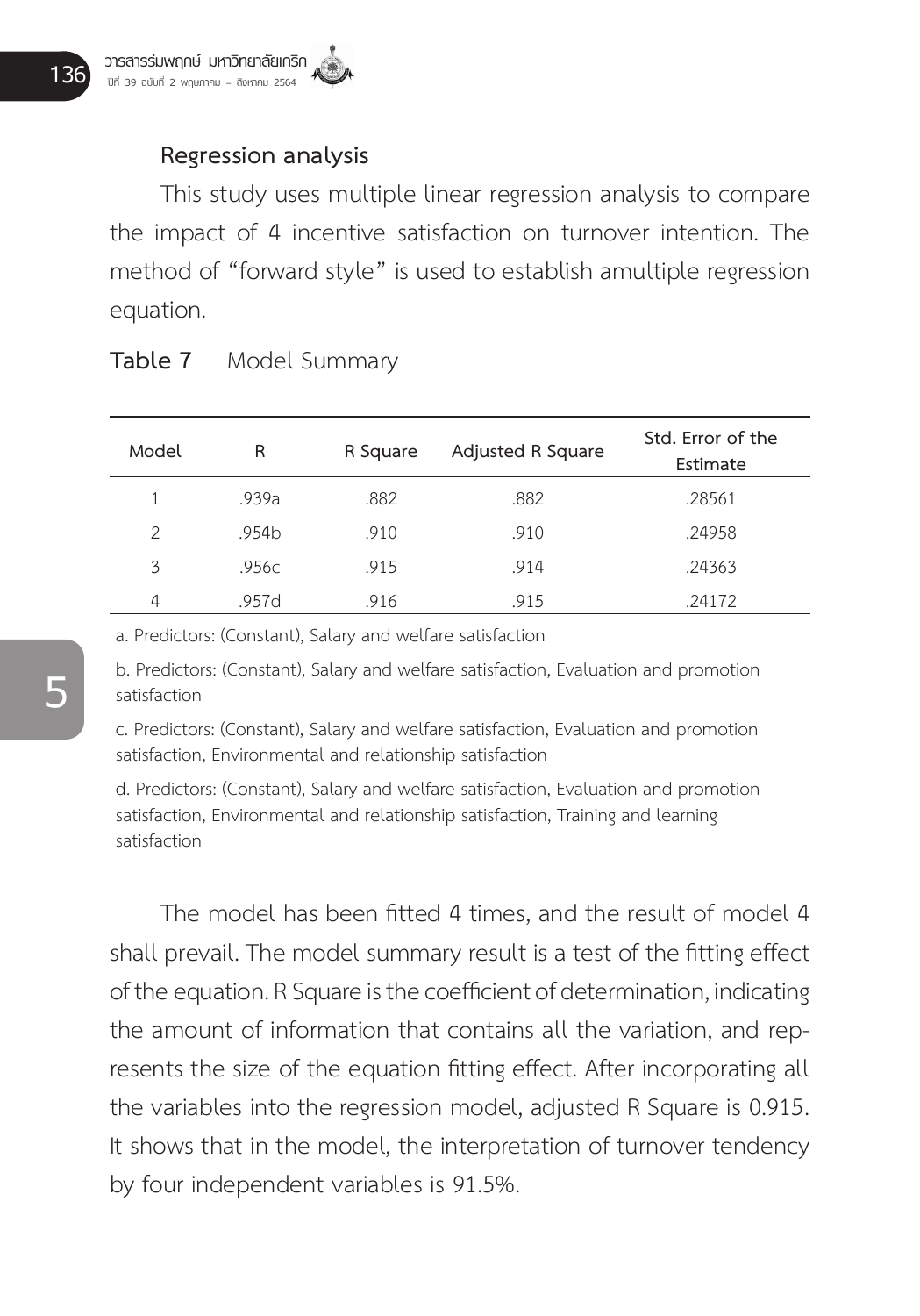### Regression analysis

This study uses multiple linear regression analysis to compare the impact of 4 incentive satisfaction on turnover intention. The method of "forward style" is used to establish amultiple regression equation.

**Table 7** Model Summary

| Model | R | R Square | Adjusted R Square | Std. Error of the Estimate |
|---|---|---|---|---|
| 1 | .939a | .882 | .882 | .28561 |
| 2 | .954b | .910 | .910 | .24958 |
| 3 | .956c | .915 | .914 | .24363 |
| 4 | .957d | .916 | .915 | .24172 |

a. Predictors: (Constant), Salary and welfare satisfaction

b. Predictors: (Constant), Salary and welfare satisfaction, Evaluation and promotion satisfaction

c. Predictors: (Constant), Salary and welfare satisfaction, Evaluation and promotion satisfaction, Environmental and relationship satisfaction

d. Predictors: (Constant), Salary and welfare satisfaction, Evaluation and promotion satisfaction, Environmental and relationship satisfaction, Training and learning satisfaction

The model has been fitted 4 times, and the result of model 4 shall prevail. The model summary result is a test of the fitting effect of the equation. R Square is the coefficient of determination, indicating the amount of information that contains all the variation, and represents the size of the equation fitting effect. After incorporating all the variables into the regression model, adjusted R Square is 0.915. It shows that in the model, the interpretation of turnover tendency by four independent variables is 91.5%.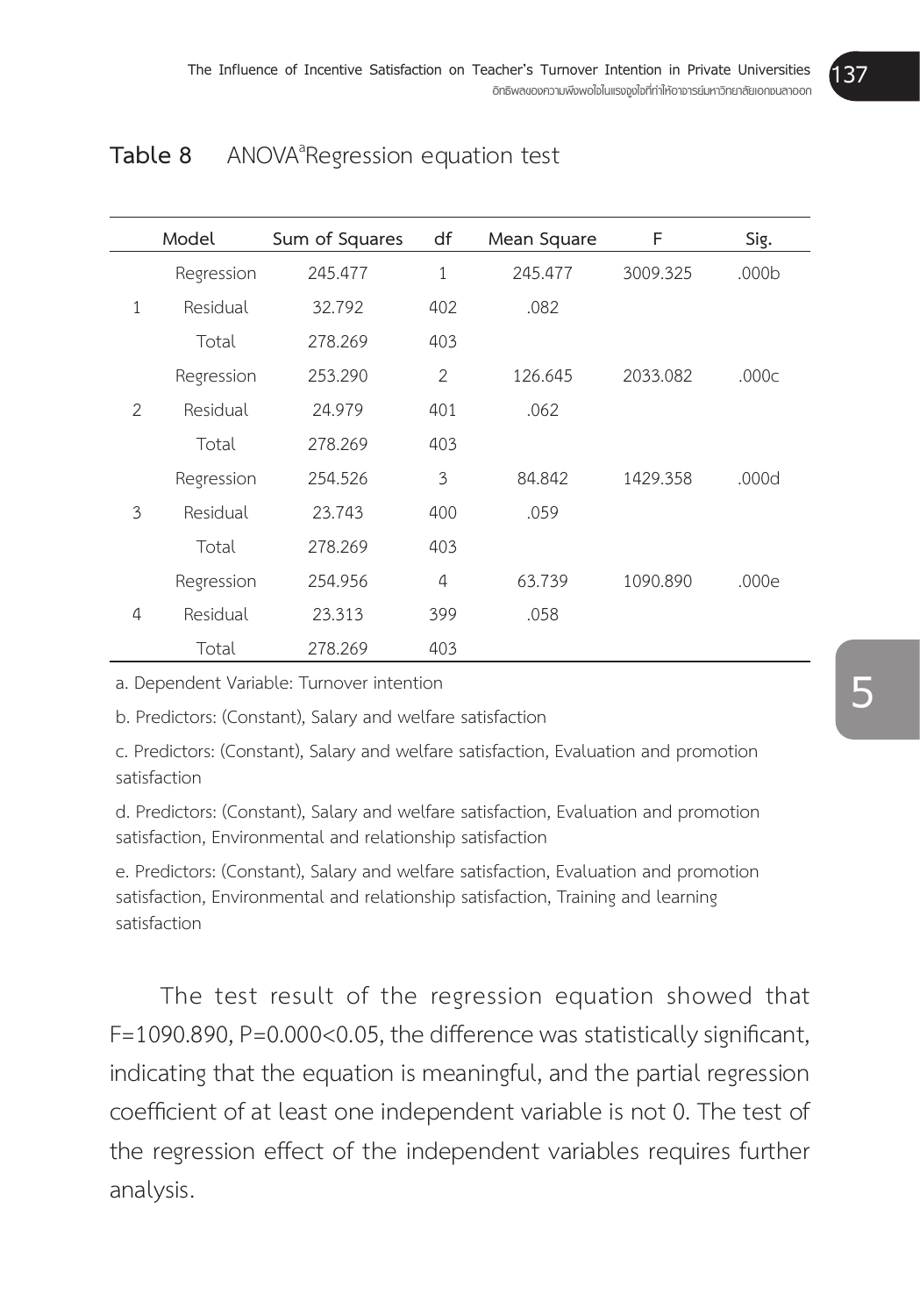**Table 8** ANOVA[a]Regression equation test

| | Model | Sum of Squares | df | Mean Square | F | Sig. |
|---|---|---|---|---|---|---|
| | Regression | 245.477 | 1 | 245.477 | 3009.325 | .000b |
| 1 | Residual | 32.792 | 402 | .082 | | |
| | Total | 278.269 | 403 | | | |
| | Regression | 253.290 | 2 | 126.645 | 2033.082 | .000c |
| 2 | Residual | 24.979 | 401 | .062 | | |
| | Total | 278.269 | 403 | | | |
| | Regression | 254.526 | 3 | 84.842 | 1429.358 | .000d |
| 3 | Residual | 23.743 | 400 | .059 | | |
| | Total | 278.269 | 403 | | | |
| | Regression | 254.956 | 4 | 63.739 | 1090.890 | .000e |
| 4 | Residual | 23.313 | 399 | .058 | | |
| | Total | 278.269 | 403 | | | |

a. Dependent Variable: Turnover intention

b. Predictors: (Constant), Salary and welfare satisfaction

c. Predictors: (Constant), Salary and welfare satisfaction, Evaluation and promotion satisfaction

d. Predictors: (Constant), Salary and welfare satisfaction, Evaluation and promotion satisfaction, Environmental and relationship satisfaction

e. Predictors: (Constant), Salary and welfare satisfaction, Evaluation and promotion satisfaction, Environmental and relationship satisfaction, Training and learning satisfaction

The test result of the regression equation showed that $F=1090.890$, $P=0.000<0.05$, the difference was statistically significant, indicating that the equation is meaningful, and the partial regression coefficient of at least one independent variable is not 0. The test of the regression effect of the independent variables requires further analysis.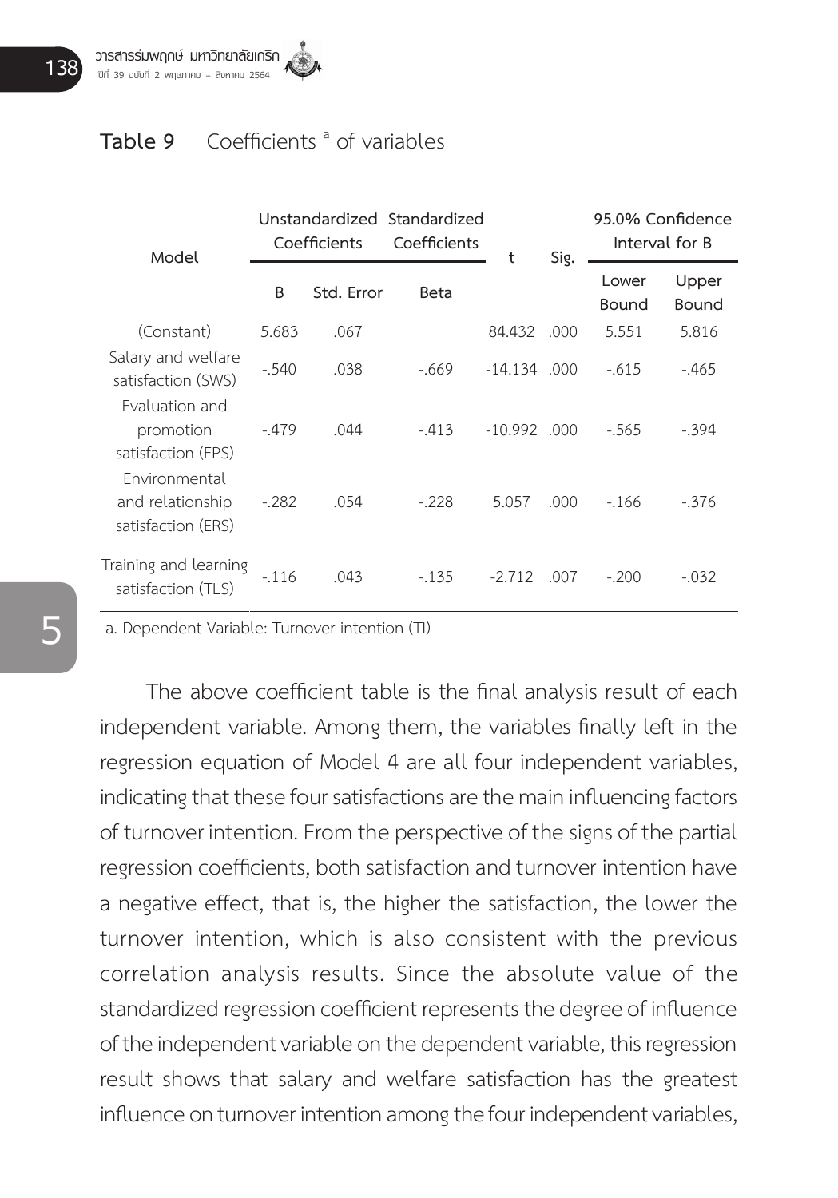**Table 9** Coefficients [a] of variables

| Model | Unstandardized Coefficients | | Standardized Coefficients | t | Sig. | 95.0% Confidence Interval for B | |
|---|---|---|---|---|---|---|---|
| | B | Std. Error | Beta | | | Lower Bound | Upper Bound |
| (Constant) | 5.683 | .067 | | 84.432 | .000 | 5.551 | 5.816 |
| Salary and welfare satisfaction (SWS) | -.540 | .038 | -.669 | -14.134 | .000 | -.615 | -.465 |
| Evaluation and promotion satisfaction (EPS) | -.479 | .044 | -.413 | -10.992 | .000 | -.565 | -.394 |
| Environmental and relationship satisfaction (ERS) | -.282 | .054 | -.228 | 5.057 | .000 | -.166 | -.376 |
| Training and learning satisfaction (TLS) | -.116 | .043 | -.135 | -2.712 | .007 | -.200 | -.032 |

a. Dependent Variable: Turnover intention (TI)

The above coefficient table is the final analysis result of each independent variable. Among them, the variables finally left in the regression equation of Model 4 are all four independent variables, indicating that these four satisfactions are the main influencing factors of turnover intention. From the perspective of the signs of the partial regression coefficients, both satisfaction and turnover intention have a negative effect, that is, the higher the satisfaction, the lower the turnover intention, which is also consistent with the previous correlation analysis results. Since the absolute value of the standardized regression coefficient represents the degree of influence of the independent variable on the dependent variable, this regression result shows that salary and welfare satisfaction has the greatest influence on turnover intention among the four independent variables,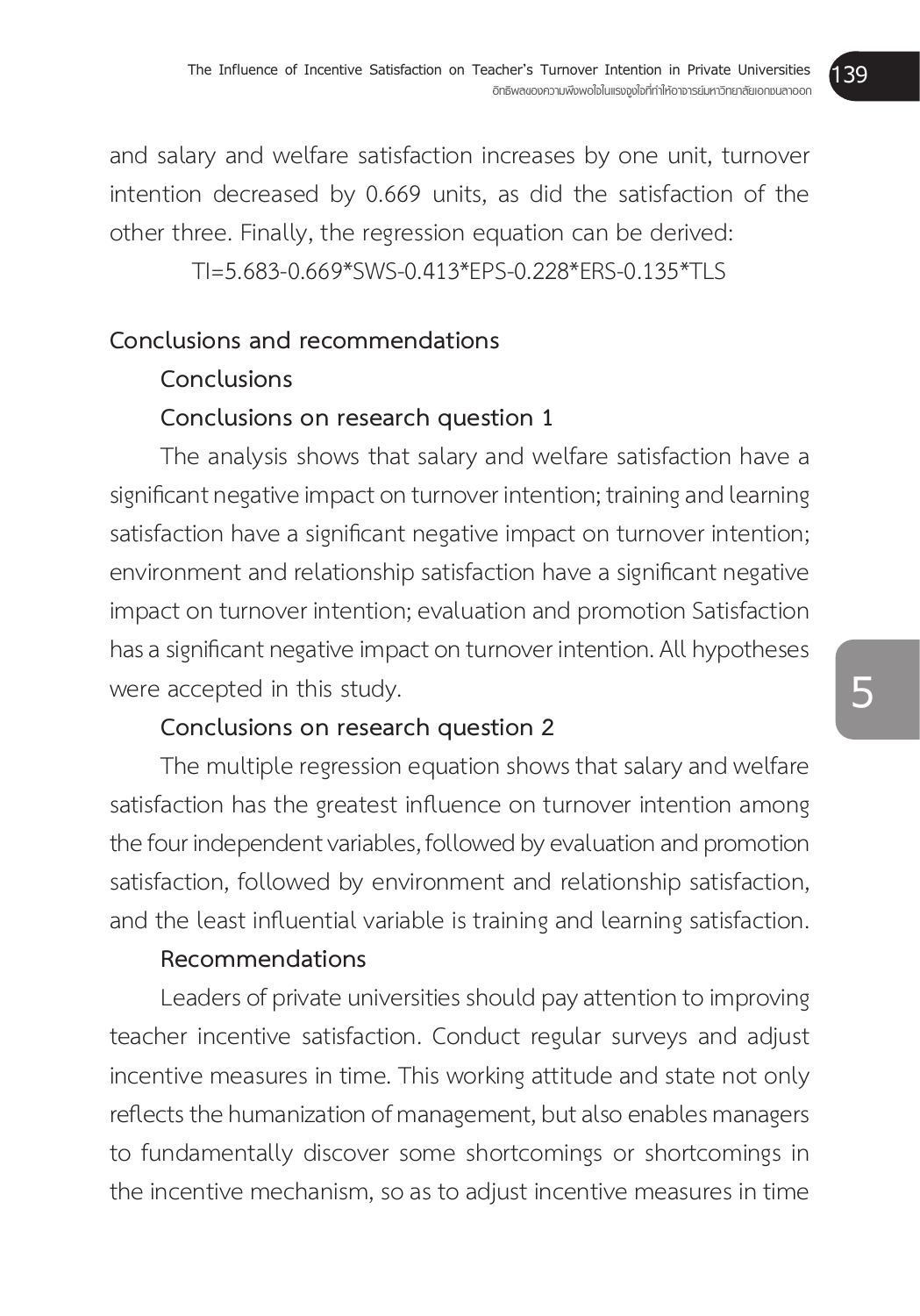and salary and welfare satisfaction increases by one unit, turnover intention decreased by 0.669 units, as did the satisfaction of the other three. Finally, the regression equation can be derived:

$$TI=5.683-0.669*SWS-0.413*EPS-0.228*ERS-0.135*TLS$$

## Conclusions and recommendations

### Conclusions

#### Conclusions on research question 1

The analysis shows that salary and welfare satisfaction have a significant negative impact on turnover intention; training and learning satisfaction have a significant negative impact on turnover intention; environment and relationship satisfaction have a significant negative impact on turnover intention; evaluation and promotion Satisfaction has a significant negative impact on turnover intention. All hypotheses were accepted in this study.

#### Conclusions on research question 2

The multiple regression equation shows that salary and welfare satisfaction has the greatest influence on turnover intention among the four independent variables, followed by evaluation and promotion satisfaction, followed by environment and relationship satisfaction, and the least influential variable is training and learning satisfaction.

### Recommendations

Leaders of private universities should pay attention to improving teacher incentive satisfaction. Conduct regular surveys and adjust incentive measures in time. This working attitude and state not only reflects the humanization of management, but also enables managers to fundamentally discover some shortcomings or shortcomings in the incentive mechanism, so as to adjust incentive measures in time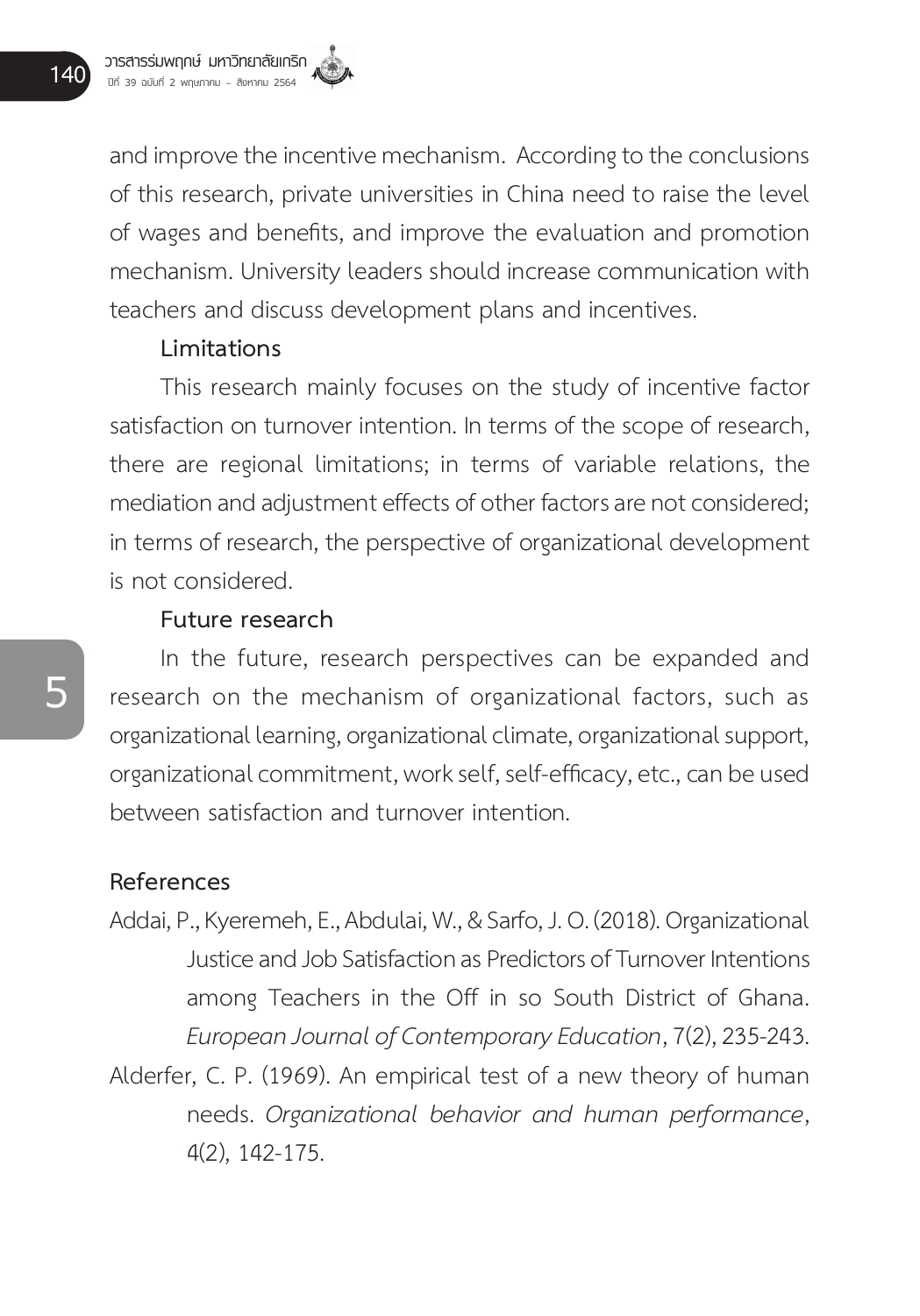and improve the incentive mechanism. According to the conclusions of this research, private universities in China need to raise the level of wages and benefits, and improve the evaluation and promotion mechanism. University leaders should increase communication with teachers and discuss development plans and incentives.

**Limitations**

This research mainly focuses on the study of incentive factor satisfaction on turnover intention. In terms of the scope of research, there are regional limitations; in terms of variable relations, the mediation and adjustment effects of other factors are not considered; in terms of research, the perspective of organizational development is not considered.

**Future research**

In the future, research perspectives can be expanded and research on the mechanism of organizational factors, such as organizational learning, organizational climate, organizational support, organizational commitment, work self, self-efficacy, etc., can be used between satisfaction and turnover intention.

## References

Addai, P., Kyeremeh, E., Abdulai, W., & Sarfo, J. O. (2018). Organizational Justice and Job Satisfaction as Predictors of Turnover Intentions among Teachers in the Off in so South District of Ghana. *European Journal of Contemporary Education*, 7(2), 235-243.

Alderfer, C. P. (1969). An empirical test of a new theory of human needs. *Organizational behavior and human performance*, 4(2), 142-175.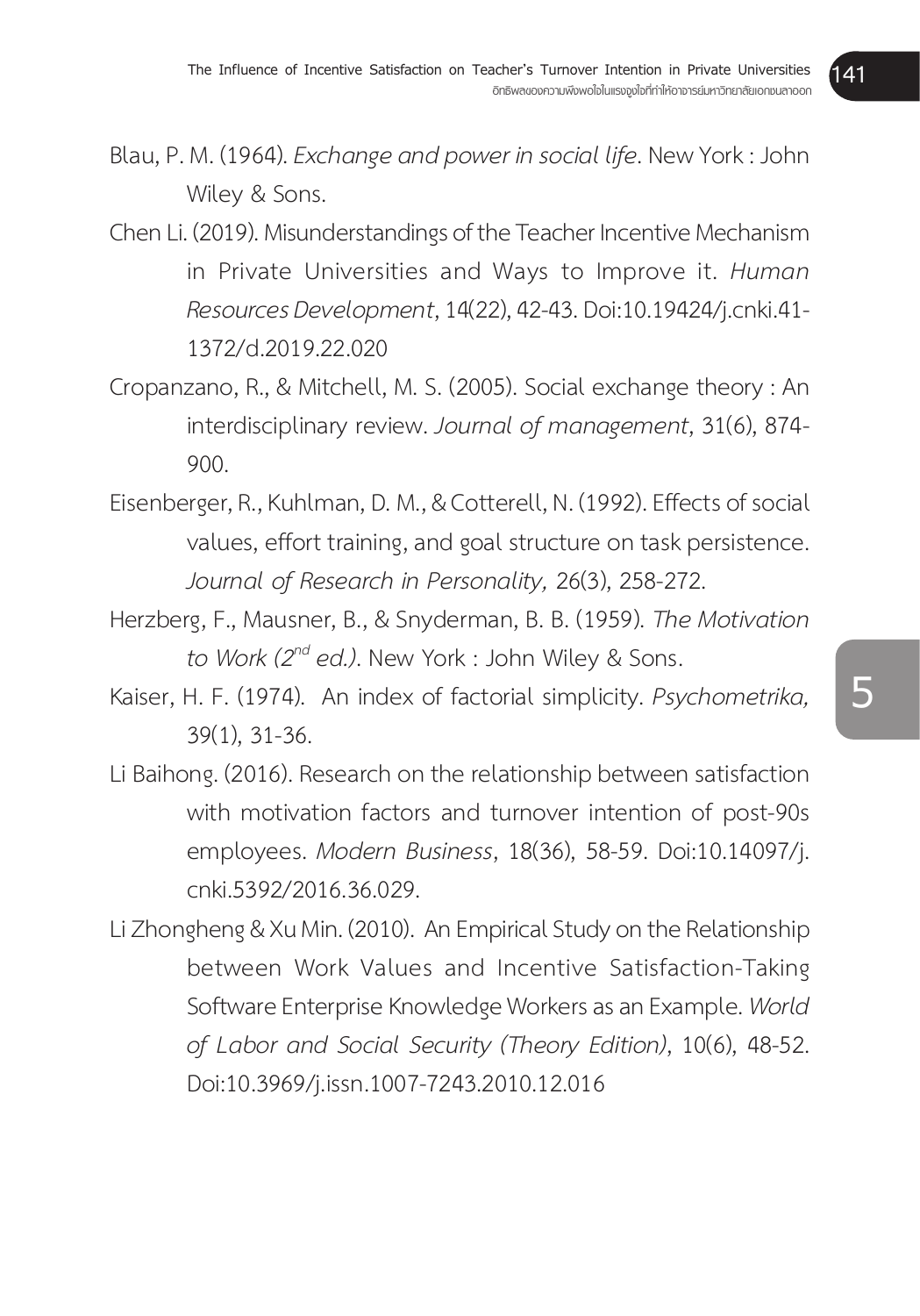Blau, P. M. (1964). *Exchange and power in social life*. New York : John Wiley & Sons.

Chen Li. (2019). Misunderstandings of the Teacher Incentive Mechanism in Private Universities and Ways to Improve it. *Human Resources Development*, 14(22), 42-43. Doi:10.19424/j.cnki.41-1372/d.2019.22.020

Cropanzano, R., & Mitchell, M. S. (2005). Social exchange theory : An interdisciplinary review. *Journal of management*, 31(6), 874-900.

Eisenberger, R., Kuhlman, D. M., & Cotterell, N. (1992). Effects of social values, effort training, and goal structure on task persistence. *Journal of Research in Personality,* 26(3), 258-272.

Herzberg, F., Mausner, B., & Snyderman, B. B. (1959). *The Motivation to Work (2nd ed.)*. New York : John Wiley & Sons.

Kaiser, H. F. (1974). An index of factorial simplicity. *Psychometrika,* 39(1), 31-36.

Li Baihong. (2016). Research on the relationship between satisfaction with motivation factors and turnover intention of post-90s employees. *Modern Business*, 18(36), 58-59. Doi:10.14097/j.cnki.5392/2016.36.029.

Li Zhongheng & Xu Min. (2010). An Empirical Study on the Relationship between Work Values and Incentive Satisfaction-Taking Software Enterprise Knowledge Workers as an Example. *World of Labor and Social Security (Theory Edition)*, 10(6), 48-52. Doi:10.3969/j.issn.1007-7243.2010.12.016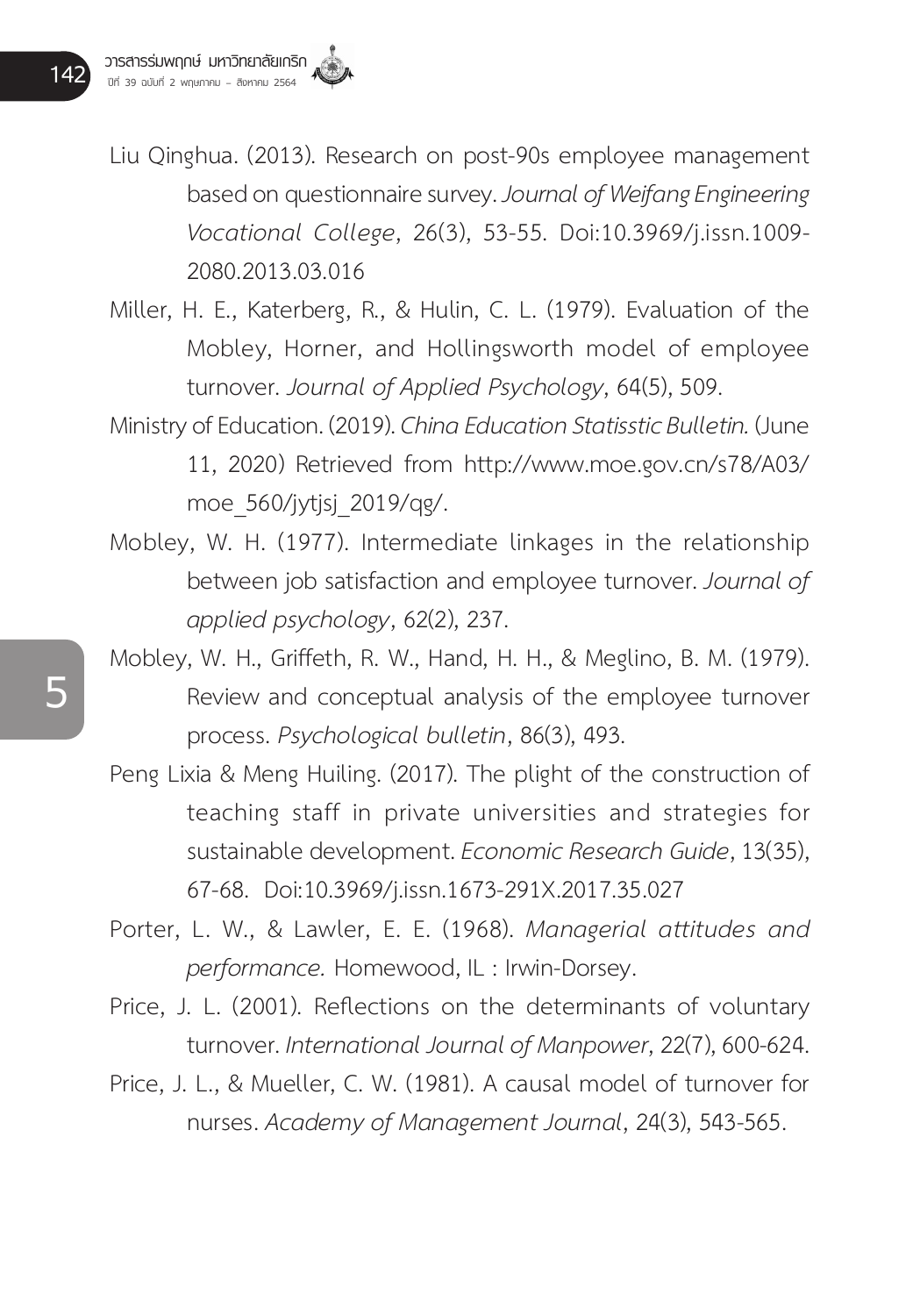Liu Qinghua. (2013). Research on post-90s employee management based on questionnaire survey. *Journal of Weifang Engineering Vocational College*, 26(3), 53-55. Doi:10.3969/j.issn.1009-2080.2013.03.016

Miller, H. E., Katerberg, R., & Hulin, C. L. (1979). Evaluation of the Mobley, Horner, and Hollingsworth model of employee turnover. *Journal of Applied Psychology*, 64(5), 509.

Ministry of Education. (2019). *China Education Statisstic Bulletin.* (June 11, 2020) Retrieved from http://www.moe.gov.cn/s78/A03/moe_560/jytjsj_2019/qg/.

Mobley, W. H. (1977). Intermediate linkages in the relationship between job satisfaction and employee turnover. *Journal of applied psychology*, 62(2), 237.

Mobley, W. H., Griffeth, R. W., Hand, H. H., & Meglino, B. M. (1979). Review and conceptual analysis of the employee turnover process. *Psychological bulletin*, 86(3), 493.

Peng Lixia & Meng Huiling. (2017). The plight of the construction of teaching staff in private universities and strategies for sustainable development. *Economic Research Guide*, 13(35), 67-68. Doi:10.3969/j.issn.1673-291X.2017.35.027

Porter, L. W., & Lawler, E. E. (1968). *Managerial attitudes and performance.* Homewood, IL : Irwin-Dorsey.

Price, J. L. (2001). Reflections on the determinants of voluntary turnover. *International Journal of Manpower*, 22(7), 600-624.

Price, J. L., & Mueller, C. W. (1981). A causal model of turnover for nurses. *Academy of Management Journal*, 24(3), 543-565.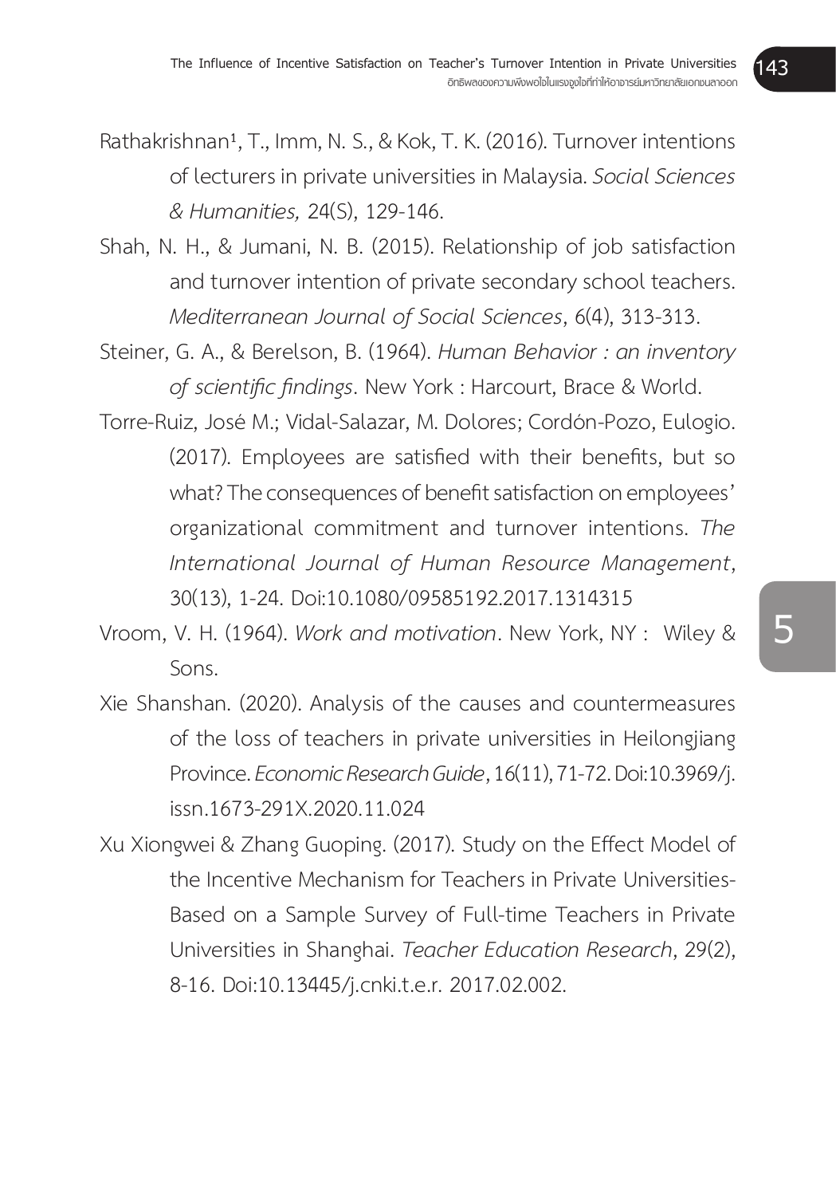Rathakrishnan[1], T., Imm, N. S., & Kok, T. K. (2016). Turnover intentions of lecturers in private universities in Malaysia. *Social Sciences & Humanities,* 24(S), 129-146.

Shah, N. H., & Jumani, N. B. (2015). Relationship of job satisfaction and turnover intention of private secondary school teachers. *Mediterranean Journal of Social Sciences*, 6(4), 313-313.

Steiner, G. A., & Berelson, B. (1964). *Human Behavior : an inventory of scientific findings*. New York : Harcourt, Brace & World.

Torre-Ruiz, José M.; Vidal-Salazar, M. Dolores; Cordón-Pozo, Eulogio. (2017). Employees are satisfied with their benefits, but so what? The consequences of benefit satisfaction on employees' organizational commitment and turnover intentions. *The International Journal of Human Resource Management*, 30(13), 1-24. Doi:10.1080/09585192.2017.1314315

Vroom, V. H. (1964). *Work and motivation*. New York, NY : Wiley & Sons.

Xie Shanshan. (2020). Analysis of the causes and countermeasures of the loss of teachers in private universities in Heilongjiang Province. *Economic Research Guide*, 16(11), 71-72. Doi:10.3969/j.issn.1673-291X.2020.11.024

Xu Xiongwei & Zhang Guoping. (2017). Study on the Effect Model of the Incentive Mechanism for Teachers in Private Universities-Based on a Sample Survey of Full-time Teachers in Private Universities in Shanghai. *Teacher Education Research*, 29(2), 8-16. Doi:10.13445/j.cnki.t.e.r. 2017.02.002.